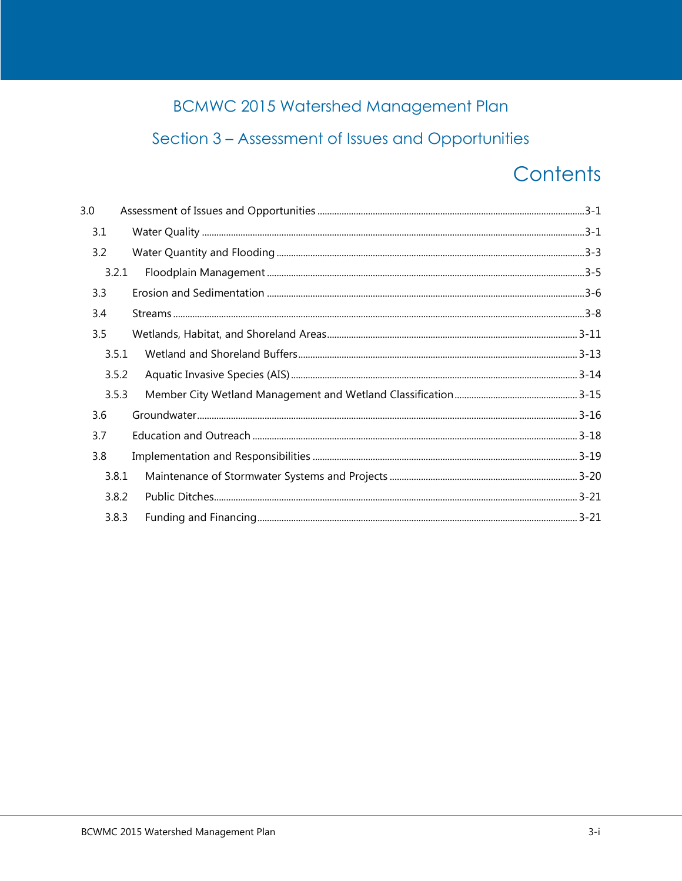# BCMWC 2015 Watershed Management Plan

## Section 3 – Assessment of Issues and Opportunities

## Contents

3.0 Assessment of Issues and Opportunities ........ 3-1

- 3.1 Water Quality ........ 3-1
- 3.2 Water Quantity and Flooding ........ 3-3
  - 3.2.1 Floodplain Management ........ 3-5
- 3.3 Erosion and Sedimentation ........ 3-6
- 3.4 Streams ........ 3-8
- 3.5 Wetlands, Habitat, and Shoreland Areas ........ 3-11
  - 3.5.1 Wetland and Shoreland Buffers ........ 3-13
  - 3.5.2 Aquatic Invasive Species (AIS) ........ 3-14
  - 3.5.3 Member City Wetland Management and Wetland Classification ........ 3-15
- 3.6 Groundwater ........ 3-16
- 3.7 Education and Outreach ........ 3-18
- 3.8 Implementation and Responsibilities ........ 3-19
  - 3.8.1 Maintenance of Stormwater Systems and Projects ........ 3-20
  - 3.8.2 Public Ditches ........ 3-21
  - 3.8.3 Funding and Financing ........ 3-21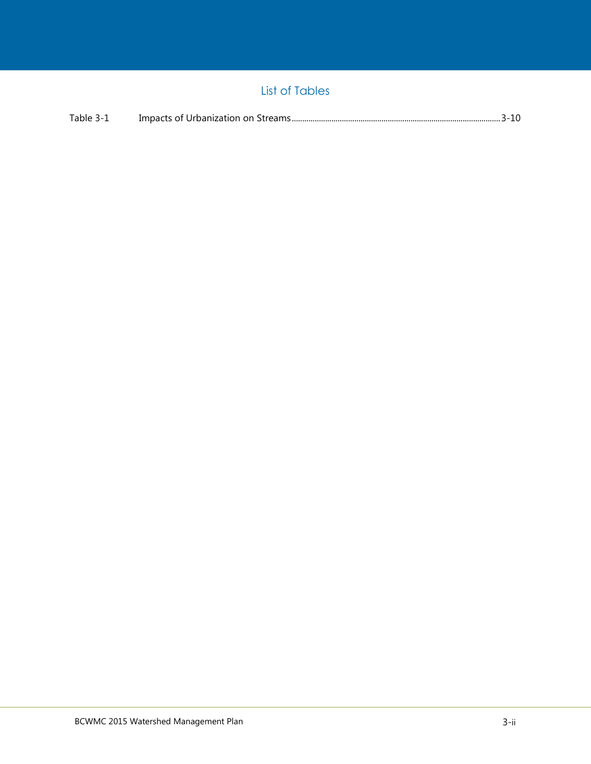## List of Tables

Table 3-1 Impacts of Urbanization on Streams ........................................ 3-10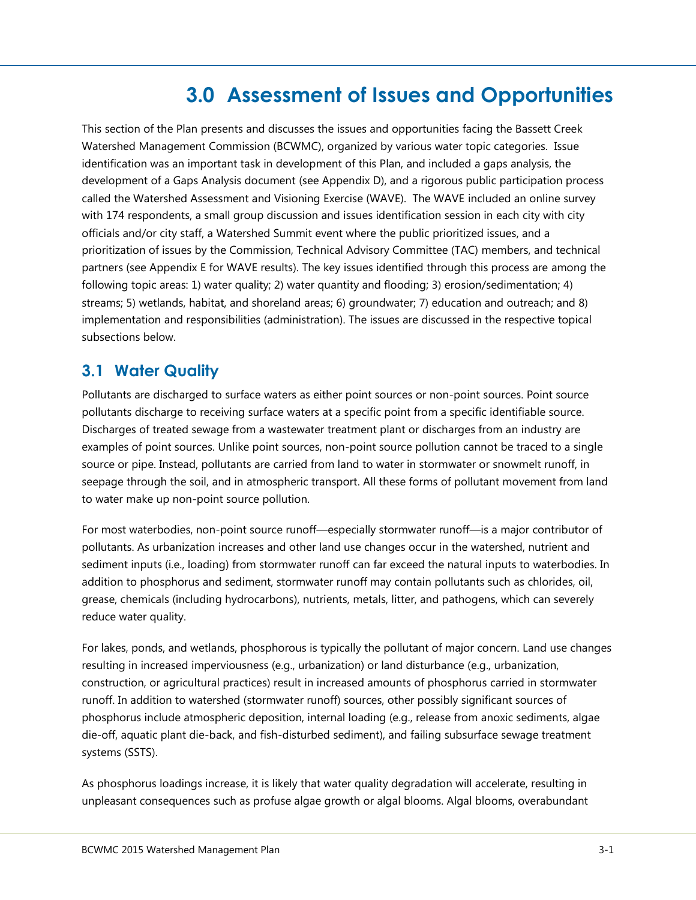# 3.0 Assessment of Issues and Opportunities

This section of the Plan presents and discusses the issues and opportunities facing the Bassett Creek Watershed Management Commission (BCWMC), organized by various water topic categories. Issue identification was an important task in development of this Plan, and included a gaps analysis, the development of a Gaps Analysis document (see Appendix D), and a rigorous public participation process called the Watershed Assessment and Visioning Exercise (WAVE). The WAVE included an online survey with 174 respondents, a small group discussion and issues identification session in each city with city officials and/or city staff, a Watershed Summit event where the public prioritized issues, and a prioritization of issues by the Commission, Technical Advisory Committee (TAC) members, and technical partners (see Appendix E for WAVE results). The key issues identified through this process are among the following topic areas: 1) water quality; 2) water quantity and flooding; 3) erosion/sedimentation; 4) streams; 5) wetlands, habitat, and shoreland areas; 6) groundwater; 7) education and outreach; and 8) implementation and responsibilities (administration). The issues are discussed in the respective topical subsections below.

## 3.1 Water Quality

Pollutants are discharged to surface waters as either point sources or non-point sources. Point source pollutants discharge to receiving surface waters at a specific point from a specific identifiable source. Discharges of treated sewage from a wastewater treatment plant or discharges from an industry are examples of point sources. Unlike point sources, non-point source pollution cannot be traced to a single source or pipe. Instead, pollutants are carried from land to water in stormwater or snowmelt runoff, in seepage through the soil, and in atmospheric transport. All these forms of pollutant movement from land to water make up non-point source pollution.

For most waterbodies, non-point source runoff—especially stormwater runoff—is a major contributor of pollutants. As urbanization increases and other land use changes occur in the watershed, nutrient and sediment inputs (i.e., loading) from stormwater runoff can far exceed the natural inputs to waterbodies. In addition to phosphorus and sediment, stormwater runoff may contain pollutants such as chlorides, oil, grease, chemicals (including hydrocarbons), nutrients, metals, litter, and pathogens, which can severely reduce water quality.

For lakes, ponds, and wetlands, phosphorous is typically the pollutant of major concern. Land use changes resulting in increased imperviousness (e.g., urbanization) or land disturbance (e.g., urbanization, construction, or agricultural practices) result in increased amounts of phosphorus carried in stormwater runoff. In addition to watershed (stormwater runoff) sources, other possibly significant sources of phosphorus include atmospheric deposition, internal loading (e.g., release from anoxic sediments, algae die-off, aquatic plant die-back, and fish-disturbed sediment), and failing subsurface sewage treatment systems (SSTS).

As phosphorus loadings increase, it is likely that water quality degradation will accelerate, resulting in unpleasant consequences such as profuse algae growth or algal blooms. Algal blooms, overabundant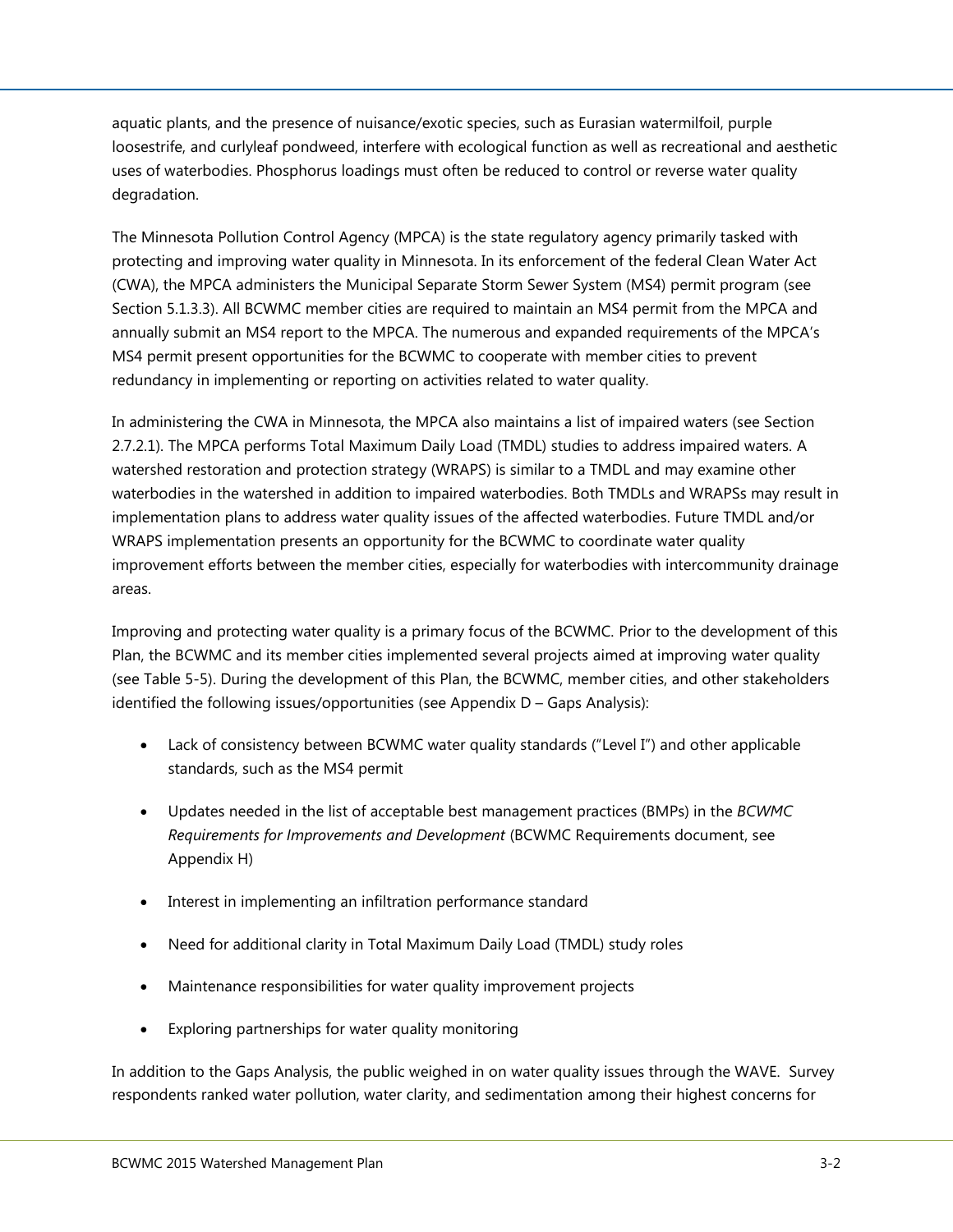aquatic plants, and the presence of nuisance/exotic species, such as Eurasian watermilfoil, purple loosestrife, and curlyleaf pondweed, interfere with ecological function as well as recreational and aesthetic uses of waterbodies. Phosphorus loadings must often be reduced to control or reverse water quality degradation.

The Minnesota Pollution Control Agency (MPCA) is the state regulatory agency primarily tasked with protecting and improving water quality in Minnesota. In its enforcement of the federal Clean Water Act (CWA), the MPCA administers the Municipal Separate Storm Sewer System (MS4) permit program (see Section 5.1.3.3). All BCWMC member cities are required to maintain an MS4 permit from the MPCA and annually submit an MS4 report to the MPCA. The numerous and expanded requirements of the MPCA's MS4 permit present opportunities for the BCWMC to cooperate with member cities to prevent redundancy in implementing or reporting on activities related to water quality.

In administering the CWA in Minnesota, the MPCA also maintains a list of impaired waters (see Section 2.7.2.1). The MPCA performs Total Maximum Daily Load (TMDL) studies to address impaired waters. A watershed restoration and protection strategy (WRAPS) is similar to a TMDL and may examine other waterbodies in the watershed in addition to impaired waterbodies. Both TMDLs and WRAPSs may result in implementation plans to address water quality issues of the affected waterbodies. Future TMDL and/or WRAPS implementation presents an opportunity for the BCWMC to coordinate water quality improvement efforts between the member cities, especially for waterbodies with intercommunity drainage areas.

Improving and protecting water quality is a primary focus of the BCWMC. Prior to the development of this Plan, the BCWMC and its member cities implemented several projects aimed at improving water quality (see Table 5-5). During the development of this Plan, the BCWMC, member cities, and other stakeholders identified the following issues/opportunities (see Appendix D – Gaps Analysis):

- Lack of consistency between BCWMC water quality standards ("Level I") and other applicable standards, such as the MS4 permit
- Updates needed in the list of acceptable best management practices (BMPs) in the *BCWMC Requirements for Improvements and Development* (BCWMC Requirements document, see Appendix H)
- Interest in implementing an infiltration performance standard
- Need for additional clarity in Total Maximum Daily Load (TMDL) study roles
- Maintenance responsibilities for water quality improvement projects
- Exploring partnerships for water quality monitoring

In addition to the Gaps Analysis, the public weighed in on water quality issues through the WAVE. Survey respondents ranked water pollution, water clarity, and sedimentation among their highest concerns for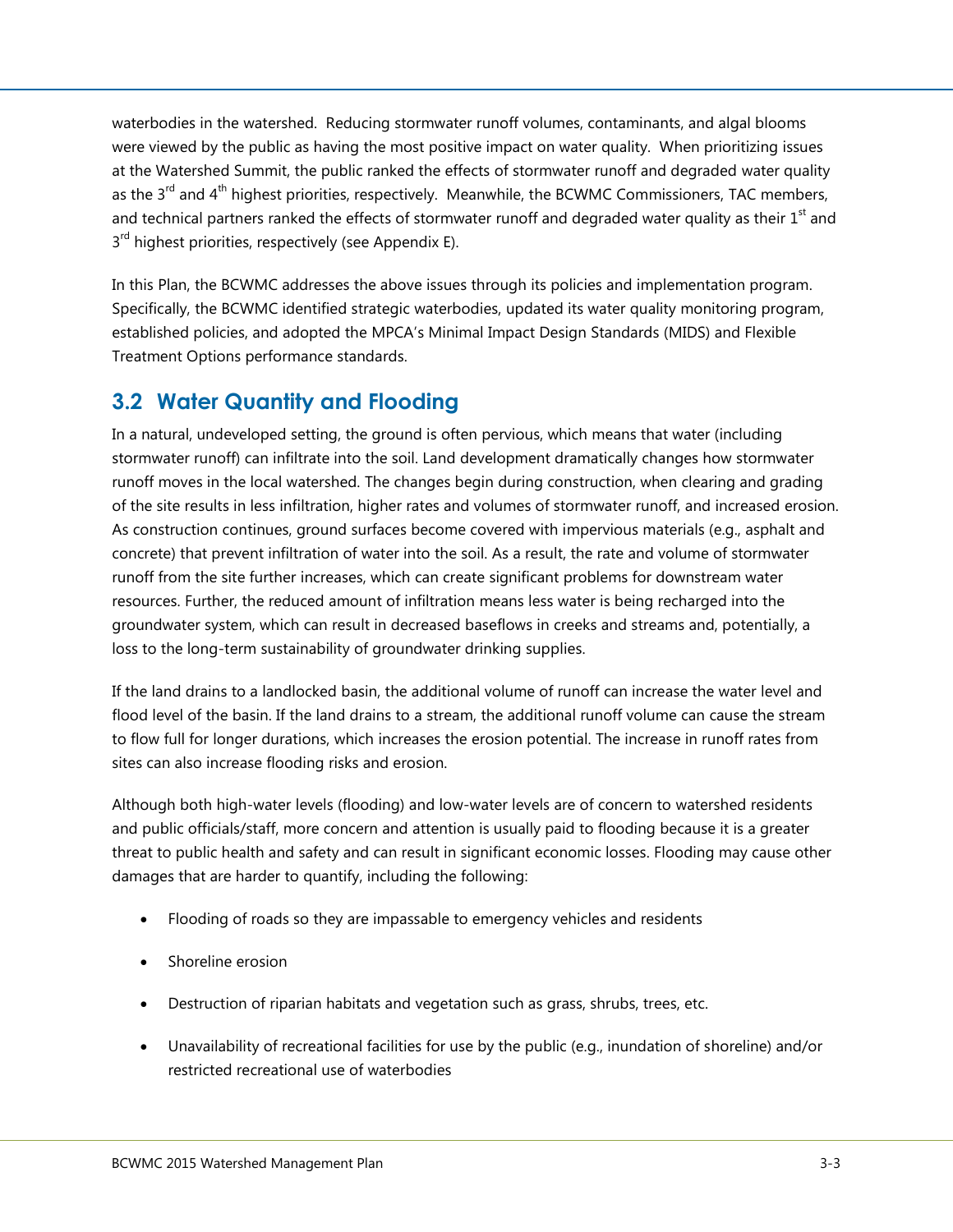waterbodies in the watershed. Reducing stormwater runoff volumes, contaminants, and algal blooms were viewed by the public as having the most positive impact on water quality. When prioritizing issues at the Watershed Summit, the public ranked the effects of stormwater runoff and degraded water quality as the 3rd and 4th highest priorities, respectively. Meanwhile, the BCWMC Commissioners, TAC members, and technical partners ranked the effects of stormwater runoff and degraded water quality as their 1st and 3rd highest priorities, respectively (see Appendix E).

In this Plan, the BCWMC addresses the above issues through its policies and implementation program. Specifically, the BCWMC identified strategic waterbodies, updated its water quality monitoring program, established policies, and adopted the MPCA's Minimal Impact Design Standards (MIDS) and Flexible Treatment Options performance standards.

## 3.2 Water Quantity and Flooding

In a natural, undeveloped setting, the ground is often pervious, which means that water (including stormwater runoff) can infiltrate into the soil. Land development dramatically changes how stormwater runoff moves in the local watershed. The changes begin during construction, when clearing and grading of the site results in less infiltration, higher rates and volumes of stormwater runoff, and increased erosion. As construction continues, ground surfaces become covered with impervious materials (e.g., asphalt and concrete) that prevent infiltration of water into the soil. As a result, the rate and volume of stormwater runoff from the site further increases, which can create significant problems for downstream water resources. Further, the reduced amount of infiltration means less water is being recharged into the groundwater system, which can result in decreased baseflows in creeks and streams and, potentially, a loss to the long-term sustainability of groundwater drinking supplies.

If the land drains to a landlocked basin, the additional volume of runoff can increase the water level and flood level of the basin. If the land drains to a stream, the additional runoff volume can cause the stream to flow full for longer durations, which increases the erosion potential. The increase in runoff rates from sites can also increase flooding risks and erosion.

Although both high-water levels (flooding) and low-water levels are of concern to watershed residents and public officials/staff, more concern and attention is usually paid to flooding because it is a greater threat to public health and safety and can result in significant economic losses. Flooding may cause other damages that are harder to quantify, including the following:

- Flooding of roads so they are impassable to emergency vehicles and residents
- Shoreline erosion
- Destruction of riparian habitats and vegetation such as grass, shrubs, trees, etc.
- Unavailability of recreational facilities for use by the public (e.g., inundation of shoreline) and/or restricted recreational use of waterbodies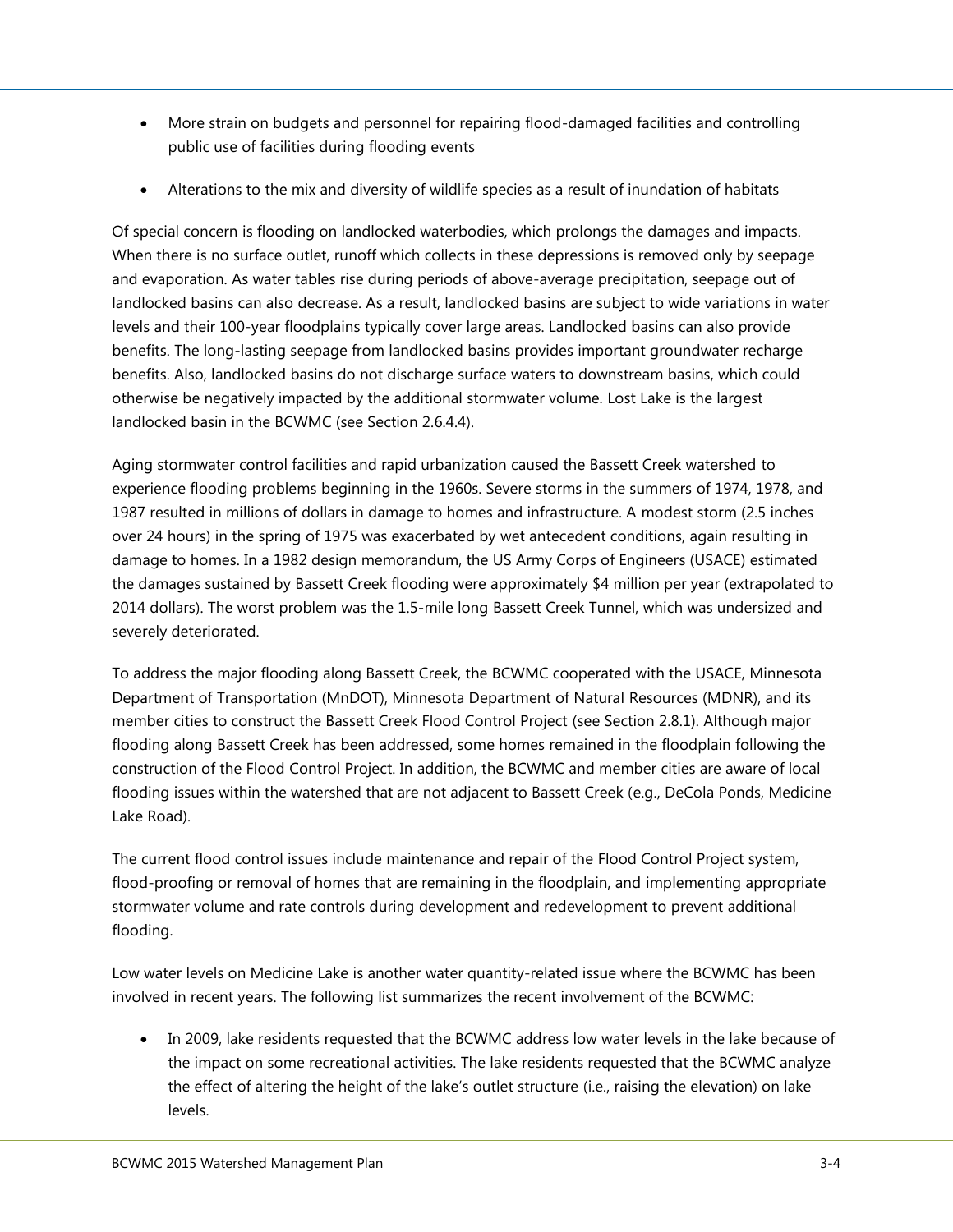- More strain on budgets and personnel for repairing flood-damaged facilities and controlling public use of facilities during flooding events
- Alterations to the mix and diversity of wildlife species as a result of inundation of habitats

Of special concern is flooding on landlocked waterbodies, which prolongs the damages and impacts. When there is no surface outlet, runoff which collects in these depressions is removed only by seepage and evaporation. As water tables rise during periods of above-average precipitation, seepage out of landlocked basins can also decrease. As a result, landlocked basins are subject to wide variations in water levels and their 100-year floodplains typically cover large areas. Landlocked basins can also provide benefits. The long-lasting seepage from landlocked basins provides important groundwater recharge benefits. Also, landlocked basins do not discharge surface waters to downstream basins, which could otherwise be negatively impacted by the additional stormwater volume. Lost Lake is the largest landlocked basin in the BCWMC (see Section 2.6.4.4).

Aging stormwater control facilities and rapid urbanization caused the Bassett Creek watershed to experience flooding problems beginning in the 1960s. Severe storms in the summers of 1974, 1978, and 1987 resulted in millions of dollars in damage to homes and infrastructure. A modest storm (2.5 inches over 24 hours) in the spring of 1975 was exacerbated by wet antecedent conditions, again resulting in damage to homes. In a 1982 design memorandum, the US Army Corps of Engineers (USACE) estimated the damages sustained by Bassett Creek flooding were approximately $4 million per year (extrapolated to 2014 dollars). The worst problem was the 1.5-mile long Bassett Creek Tunnel, which was undersized and severely deteriorated.

To address the major flooding along Bassett Creek, the BCWMC cooperated with the USACE, Minnesota Department of Transportation (MnDOT), Minnesota Department of Natural Resources (MDNR), and its member cities to construct the Bassett Creek Flood Control Project (see Section 2.8.1). Although major flooding along Bassett Creek has been addressed, some homes remained in the floodplain following the construction of the Flood Control Project. In addition, the BCWMC and member cities are aware of local flooding issues within the watershed that are not adjacent to Bassett Creek (e.g., DeCola Ponds, Medicine Lake Road).

The current flood control issues include maintenance and repair of the Flood Control Project system, flood-proofing or removal of homes that are remaining in the floodplain, and implementing appropriate stormwater volume and rate controls during development and redevelopment to prevent additional flooding.

Low water levels on Medicine Lake is another water quantity-related issue where the BCWMC has been involved in recent years. The following list summarizes the recent involvement of the BCWMC:

- In 2009, lake residents requested that the BCWMC address low water levels in the lake because of the impact on some recreational activities. The lake residents requested that the BCWMC analyze the effect of altering the height of the lake's outlet structure (i.e., raising the elevation) on lake levels.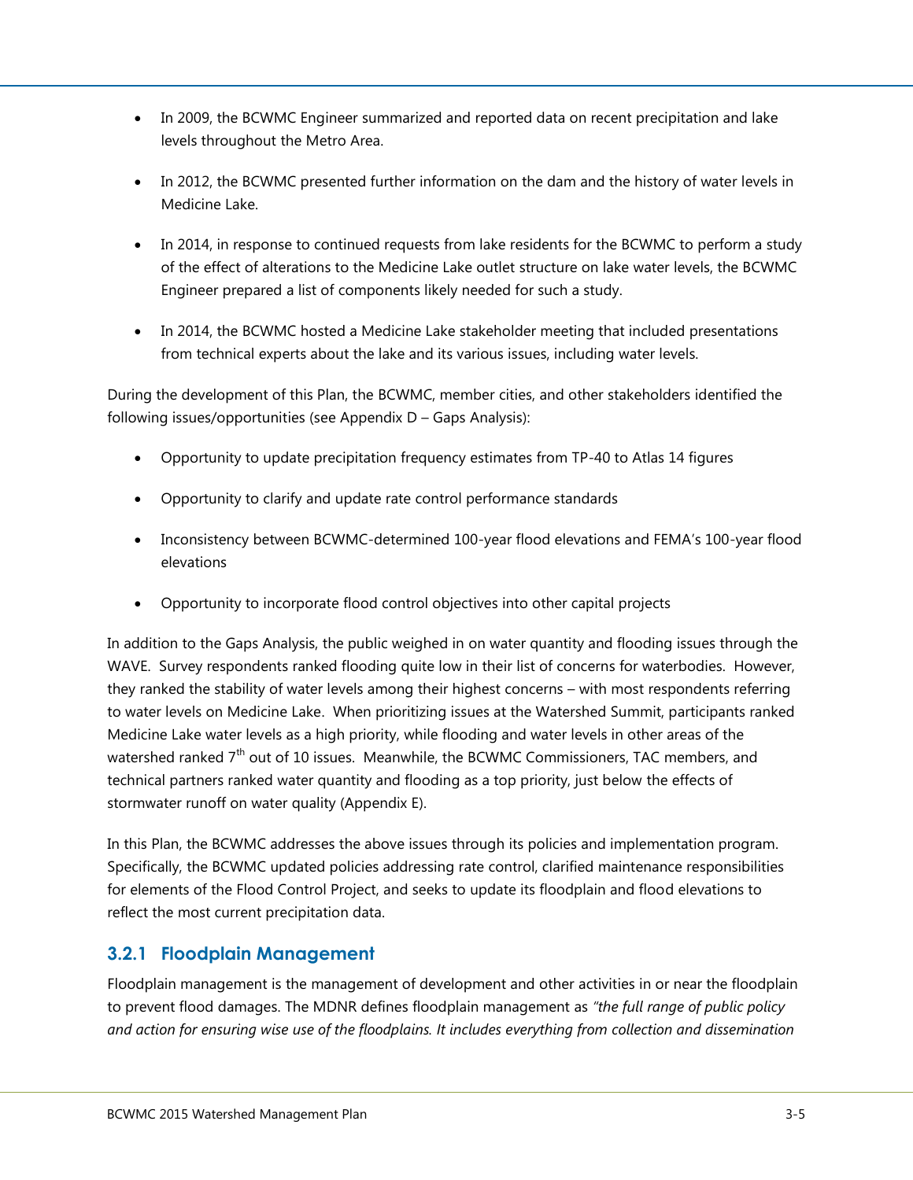- In 2009, the BCWMC Engineer summarized and reported data on recent precipitation and lake levels throughout the Metro Area.

- In 2012, the BCWMC presented further information on the dam and the history of water levels in Medicine Lake.

- In 2014, in response to continued requests from lake residents for the BCWMC to perform a study of the effect of alterations to the Medicine Lake outlet structure on lake water levels, the BCWMC Engineer prepared a list of components likely needed for such a study.

- In 2014, the BCWMC hosted a Medicine Lake stakeholder meeting that included presentations from technical experts about the lake and its various issues, including water levels.

During the development of this Plan, the BCWMC, member cities, and other stakeholders identified the following issues/opportunities (see Appendix D – Gaps Analysis):

- Opportunity to update precipitation frequency estimates from TP-40 to Atlas 14 figures

- Opportunity to clarify and update rate control performance standards

- Inconsistency between BCWMC-determined 100-year flood elevations and FEMA's 100-year flood elevations

- Opportunity to incorporate flood control objectives into other capital projects

In addition to the Gaps Analysis, the public weighed in on water quantity and flooding issues through the WAVE. Survey respondents ranked flooding quite low in their list of concerns for waterbodies. However, they ranked the stability of water levels among their highest concerns – with most respondents referring to water levels on Medicine Lake. When prioritizing issues at the Watershed Summit, participants ranked Medicine Lake water levels as a high priority, while flooding and water levels in other areas of the watershed ranked 7th out of 10 issues. Meanwhile, the BCWMC Commissioners, TAC members, and technical partners ranked water quantity and flooding as a top priority, just below the effects of stormwater runoff on water quality (Appendix E).

In this Plan, the BCWMC addresses the above issues through its policies and implementation program. Specifically, the BCWMC updated policies addressing rate control, clarified maintenance responsibilities for elements of the Flood Control Project, and seeks to update its floodplain and flood elevations to reflect the most current precipitation data.

### 3.2.1 Floodplain Management

Floodplain management is the management of development and other activities in or near the floodplain to prevent flood damages. The MDNR defines floodplain management as *"the full range of public policy and action for ensuring wise use of the floodplains. It includes everything from collection and dissemination*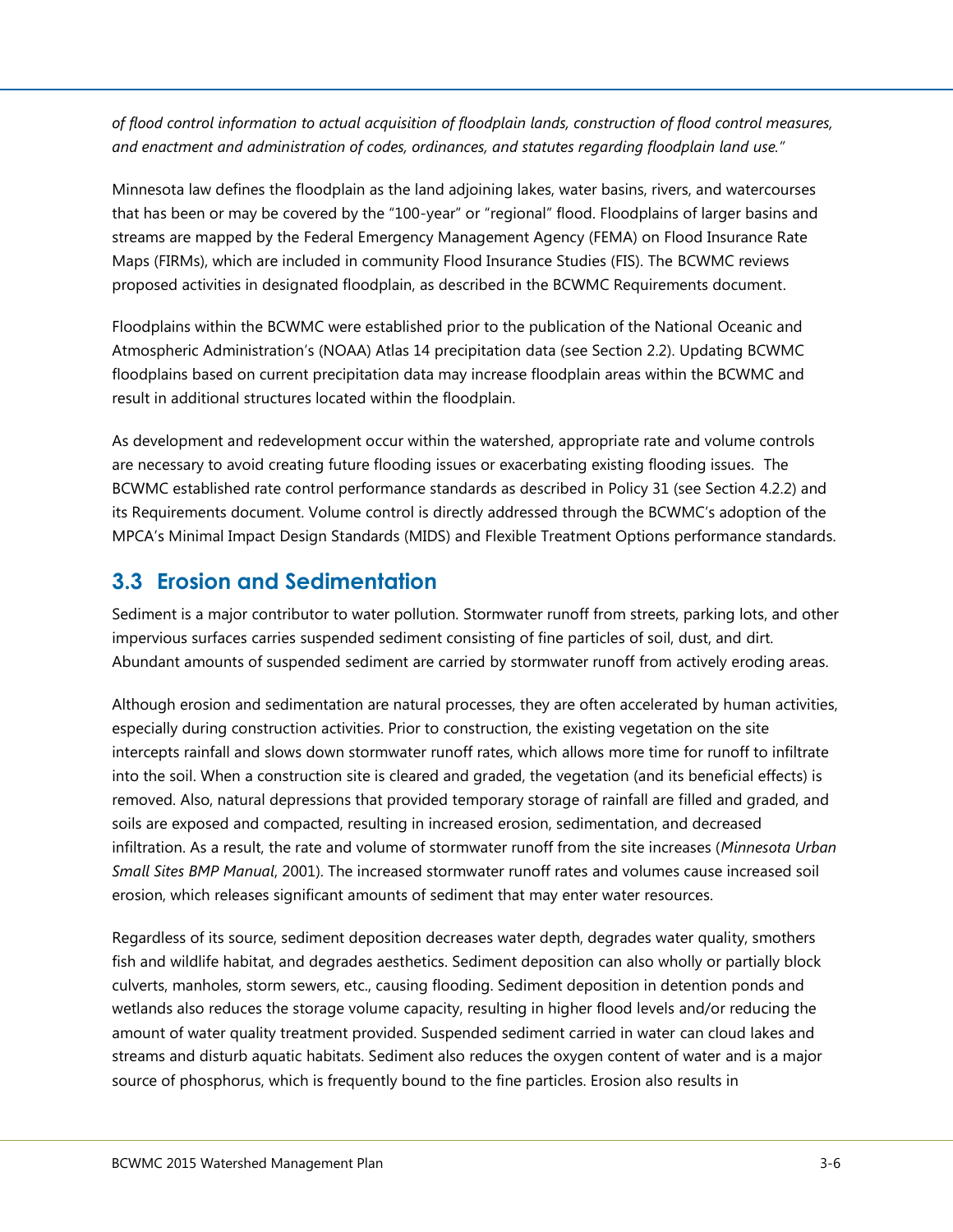*of flood control information to actual acquisition of floodplain lands, construction of flood control measures, and enactment and administration of codes, ordinances, and statutes regarding floodplain land use."*

Minnesota law defines the floodplain as the land adjoining lakes, water basins, rivers, and watercourses that has been or may be covered by the "100-year" or "regional" flood. Floodplains of larger basins and streams are mapped by the Federal Emergency Management Agency (FEMA) on Flood Insurance Rate Maps (FIRMs), which are included in community Flood Insurance Studies (FIS). The BCWMC reviews proposed activities in designated floodplain, as described in the BCWMC Requirements document.

Floodplains within the BCWMC were established prior to the publication of the National Oceanic and Atmospheric Administration's (NOAA) Atlas 14 precipitation data (see Section 2.2). Updating BCWMC floodplains based on current precipitation data may increase floodplain areas within the BCWMC and result in additional structures located within the floodplain.

As development and redevelopment occur within the watershed, appropriate rate and volume controls are necessary to avoid creating future flooding issues or exacerbating existing flooding issues. The BCWMC established rate control performance standards as described in Policy 31 (see Section 4.2.2) and its Requirements document. Volume control is directly addressed through the BCWMC's adoption of the MPCA's Minimal Impact Design Standards (MIDS) and Flexible Treatment Options performance standards.

## 3.3 Erosion and Sedimentation

Sediment is a major contributor to water pollution. Stormwater runoff from streets, parking lots, and other impervious surfaces carries suspended sediment consisting of fine particles of soil, dust, and dirt. Abundant amounts of suspended sediment are carried by stormwater runoff from actively eroding areas.

Although erosion and sedimentation are natural processes, they are often accelerated by human activities, especially during construction activities. Prior to construction, the existing vegetation on the site intercepts rainfall and slows down stormwater runoff rates, which allows more time for runoff to infiltrate into the soil. When a construction site is cleared and graded, the vegetation (and its beneficial effects) is removed. Also, natural depressions that provided temporary storage of rainfall are filled and graded, and soils are exposed and compacted, resulting in increased erosion, sedimentation, and decreased infiltration. As a result, the rate and volume of stormwater runoff from the site increases (*Minnesota Urban Small Sites BMP Manual*, 2001). The increased stormwater runoff rates and volumes cause increased soil erosion, which releases significant amounts of sediment that may enter water resources.

Regardless of its source, sediment deposition decreases water depth, degrades water quality, smothers fish and wildlife habitat, and degrades aesthetics. Sediment deposition can also wholly or partially block culverts, manholes, storm sewers, etc., causing flooding. Sediment deposition in detention ponds and wetlands also reduces the storage volume capacity, resulting in higher flood levels and/or reducing the amount of water quality treatment provided. Suspended sediment carried in water can cloud lakes and streams and disturb aquatic habitats. Sediment also reduces the oxygen content of water and is a major source of phosphorus, which is frequently bound to the fine particles. Erosion also results in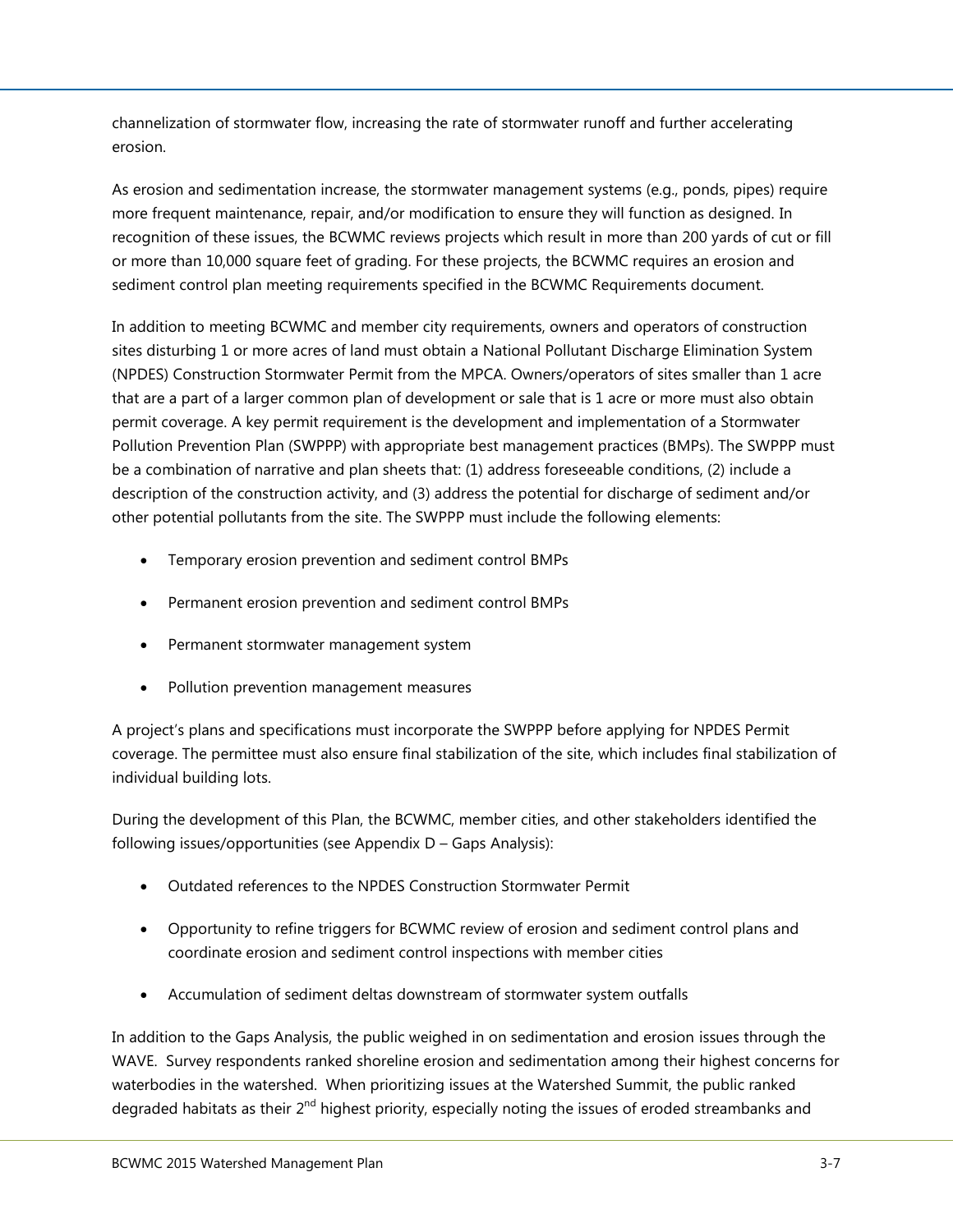channelization of stormwater flow, increasing the rate of stormwater runoff and further accelerating erosion.

As erosion and sedimentation increase, the stormwater management systems (e.g., ponds, pipes) require more frequent maintenance, repair, and/or modification to ensure they will function as designed. In recognition of these issues, the BCWMC reviews projects which result in more than 200 yards of cut or fill or more than 10,000 square feet of grading. For these projects, the BCWMC requires an erosion and sediment control plan meeting requirements specified in the BCWMC Requirements document.

In addition to meeting BCWMC and member city requirements, owners and operators of construction sites disturbing 1 or more acres of land must obtain a National Pollutant Discharge Elimination System (NPDES) Construction Stormwater Permit from the MPCA. Owners/operators of sites smaller than 1 acre that are a part of a larger common plan of development or sale that is 1 acre or more must also obtain permit coverage. A key permit requirement is the development and implementation of a Stormwater Pollution Prevention Plan (SWPPP) with appropriate best management practices (BMPs). The SWPPP must be a combination of narrative and plan sheets that: (1) address foreseeable conditions, (2) include a description of the construction activity, and (3) address the potential for discharge of sediment and/or other potential pollutants from the site. The SWPPP must include the following elements:

- Temporary erosion prevention and sediment control BMPs
- Permanent erosion prevention and sediment control BMPs
- Permanent stormwater management system
- Pollution prevention management measures

A project's plans and specifications must incorporate the SWPPP before applying for NPDES Permit coverage. The permittee must also ensure final stabilization of the site, which includes final stabilization of individual building lots.

During the development of this Plan, the BCWMC, member cities, and other stakeholders identified the following issues/opportunities (see Appendix D – Gaps Analysis):

- Outdated references to the NPDES Construction Stormwater Permit
- Opportunity to refine triggers for BCWMC review of erosion and sediment control plans and coordinate erosion and sediment control inspections with member cities
- Accumulation of sediment deltas downstream of stormwater system outfalls

In addition to the Gaps Analysis, the public weighed in on sedimentation and erosion issues through the WAVE. Survey respondents ranked shoreline erosion and sedimentation among their highest concerns for waterbodies in the watershed. When prioritizing issues at the Watershed Summit, the public ranked degraded habitats as their 2nd highest priority, especially noting the issues of eroded streambanks and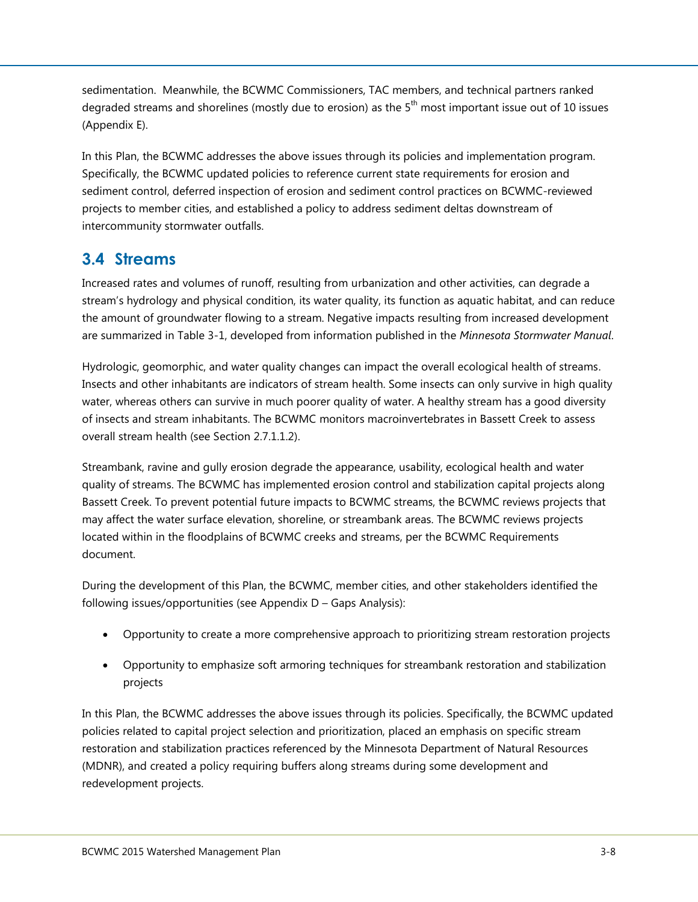sedimentation. Meanwhile, the BCWMC Commissioners, TAC members, and technical partners ranked degraded streams and shorelines (mostly due to erosion) as the 5th most important issue out of 10 issues (Appendix E).

In this Plan, the BCWMC addresses the above issues through its policies and implementation program. Specifically, the BCWMC updated policies to reference current state requirements for erosion and sediment control, deferred inspection of erosion and sediment control practices on BCWMC-reviewed projects to member cities, and established a policy to address sediment deltas downstream of intercommunity stormwater outfalls.

## 3.4 Streams

Increased rates and volumes of runoff, resulting from urbanization and other activities, can degrade a stream's hydrology and physical condition, its water quality, its function as aquatic habitat, and can reduce the amount of groundwater flowing to a stream. Negative impacts resulting from increased development are summarized in Table 3-1, developed from information published in the *Minnesota Stormwater Manual*.

Hydrologic, geomorphic, and water quality changes can impact the overall ecological health of streams. Insects and other inhabitants are indicators of stream health. Some insects can only survive in high quality water, whereas others can survive in much poorer quality of water. A healthy stream has a good diversity of insects and stream inhabitants. The BCWMC monitors macroinvertebrates in Bassett Creek to assess overall stream health (see Section 2.7.1.1.2).

Streambank, ravine and gully erosion degrade the appearance, usability, ecological health and water quality of streams. The BCWMC has implemented erosion control and stabilization capital projects along Bassett Creek. To prevent potential future impacts to BCWMC streams, the BCWMC reviews projects that may affect the water surface elevation, shoreline, or streambank areas. The BCWMC reviews projects located within in the floodplains of BCWMC creeks and streams, per the BCWMC Requirements document.

During the development of this Plan, the BCWMC, member cities, and other stakeholders identified the following issues/opportunities (see Appendix D – Gaps Analysis):

- Opportunity to create a more comprehensive approach to prioritizing stream restoration projects
- Opportunity to emphasize soft armoring techniques for streambank restoration and stabilization projects

In this Plan, the BCWMC addresses the above issues through its policies. Specifically, the BCWMC updated policies related to capital project selection and prioritization, placed an emphasis on specific stream restoration and stabilization practices referenced by the Minnesota Department of Natural Resources (MDNR), and created a policy requiring buffers along streams during some development and redevelopment projects.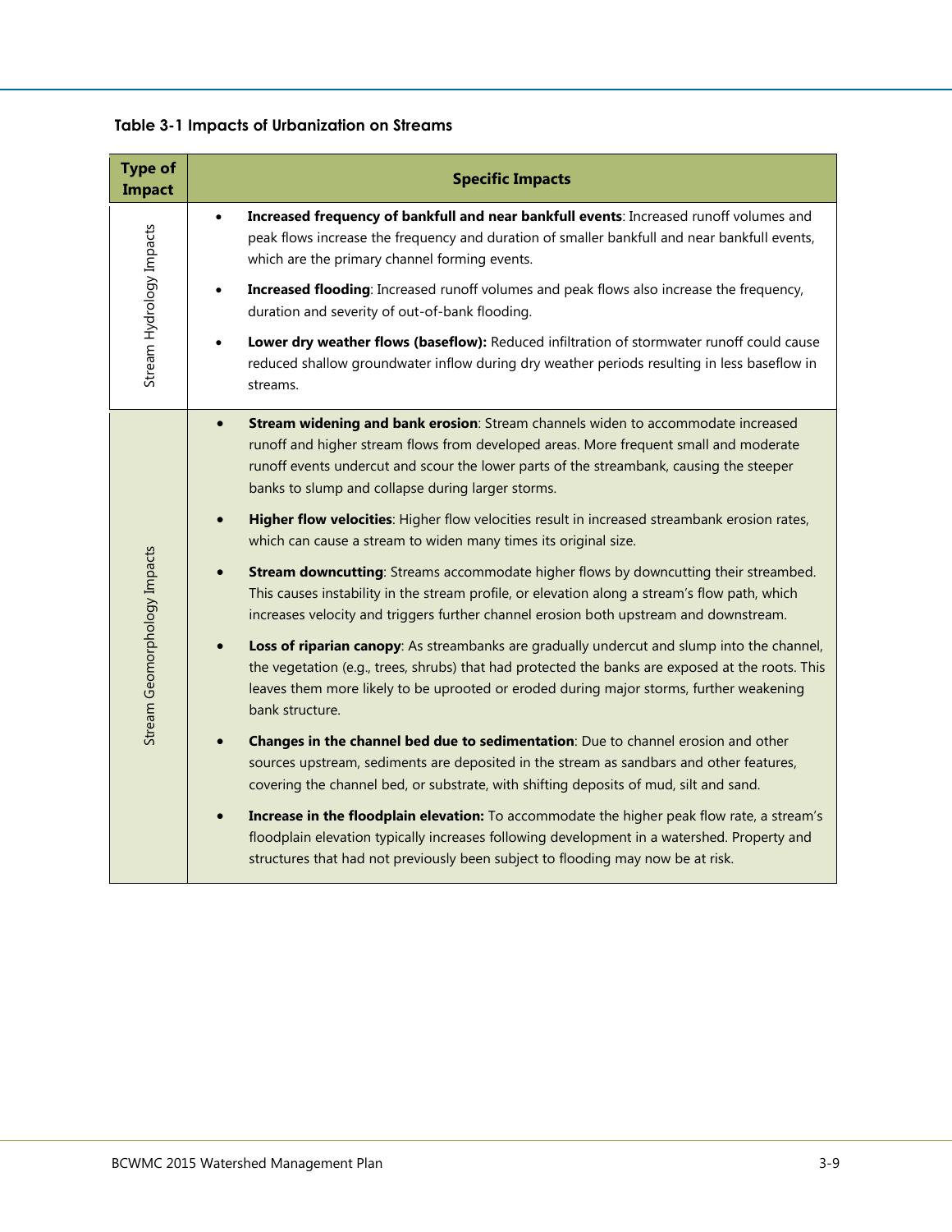**Table 3-1 Impacts of Urbanization on Streams**

| Type of Impact | Specific Impacts |
| --- | --- |
| Stream Hydrology Impacts | • **Increased frequency of bankfull and near bankfull events**: Increased runoff volumes and peak flows increase the frequency and duration of smaller bankfull and near bankfull events, which are the primary channel forming events.<br>• **Increased flooding**: Increased runoff volumes and peak flows also increase the frequency, duration and severity of out-of-bank flooding.<br>• **Lower dry weather flows (baseflow):** Reduced infiltration of stormwater runoff could cause reduced shallow groundwater inflow during dry weather periods resulting in less baseflow in streams. |
| Stream Geomorphology Impacts | • **Stream widening and bank erosion**: Stream channels widen to accommodate increased runoff and higher stream flows from developed areas. More frequent small and moderate runoff events undercut and scour the lower parts of the streambank, causing the steeper banks to slump and collapse during larger storms.<br>• **Higher flow velocities**: Higher flow velocities result in increased streambank erosion rates, which can cause a stream to widen many times its original size.<br>• **Stream downcutting**: Streams accommodate higher flows by downcutting their streambed. This causes instability in the stream profile, or elevation along a stream's flow path, which increases velocity and triggers further channel erosion both upstream and downstream.<br>• **Loss of riparian canopy**: As streambanks are gradually undercut and slump into the channel, the vegetation (e.g., trees, shrubs) that had protected the banks are exposed at the roots. This leaves them more likely to be uprooted or eroded during major storms, further weakening bank structure.<br>• **Changes in the channel bed due to sedimentation**: Due to channel erosion and other sources upstream, sediments are deposited in the stream as sandbars and other features, covering the channel bed, or substrate, with shifting deposits of mud, silt and sand.<br>• **Increase in the floodplain elevation:** To accommodate the higher peak flow rate, a stream's floodplain elevation typically increases following development in a watershed. Property and structures that had not previously been subject to flooding may now be at risk. |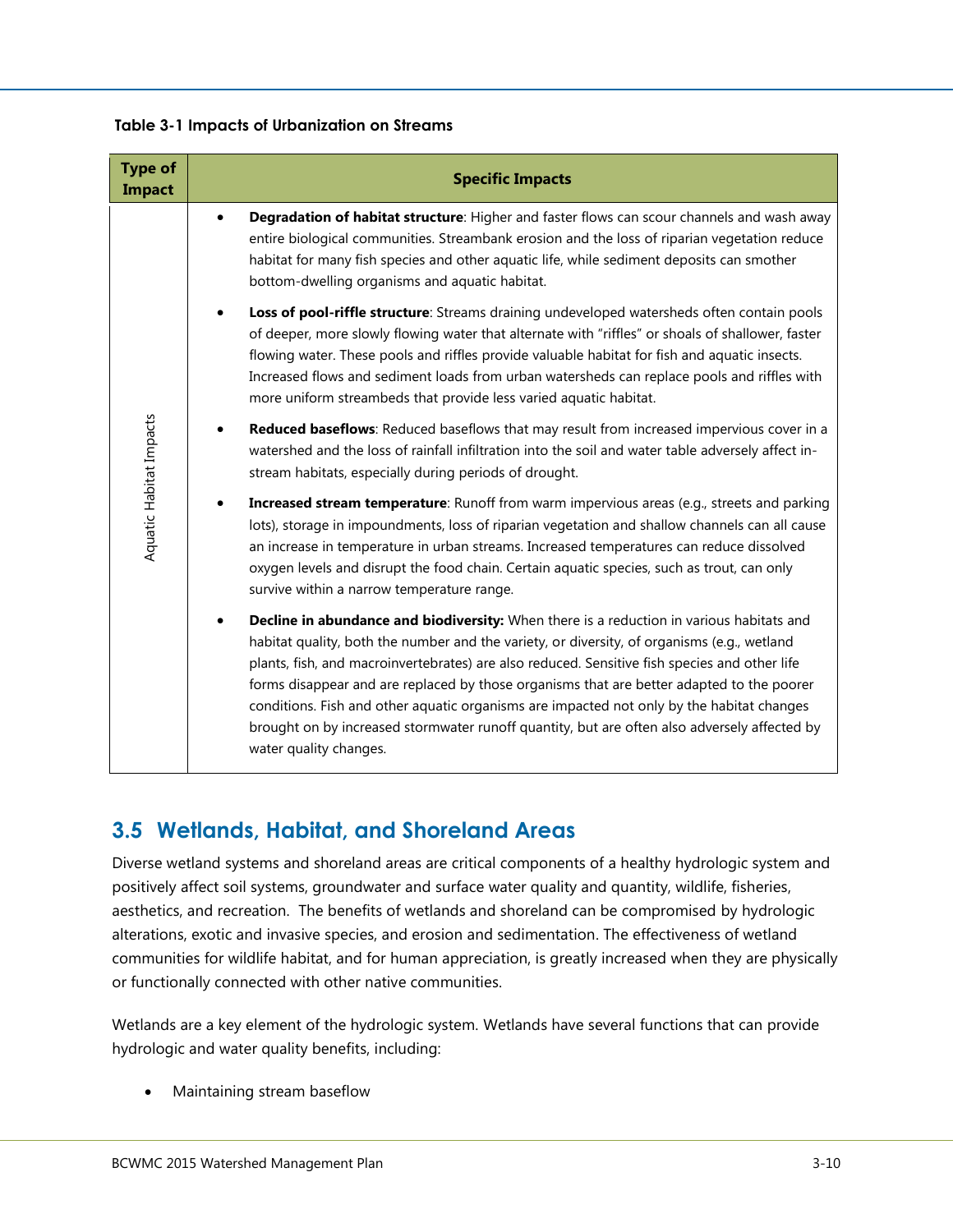**Table 3-1 Impacts of Urbanization on Streams**

| Type of Impact | Specific Impacts |
|---|---|
| Aquatic Habitat Impacts | • **Degradation of habitat structure**: Higher and faster flows can scour channels and wash away entire biological communities. Streambank erosion and the loss of riparian vegetation reduce habitat for many fish species and other aquatic life, while sediment deposits can smother bottom-dwelling organisms and aquatic habitat.<br>• **Loss of pool-riffle structure**: Streams draining undeveloped watersheds often contain pools of deeper, more slowly flowing water that alternate with "riffles" or shoals of shallower, faster flowing water. These pools and riffles provide valuable habitat for fish and aquatic insects. Increased flows and sediment loads from urban watersheds can replace pools and riffles with more uniform streambeds that provide less varied aquatic habitat.<br>• **Reduced baseflows**: Reduced baseflows that may result from increased impervious cover in a watershed and the loss of rainfall infiltration into the soil and water table adversely affect in-stream habitats, especially during periods of drought.<br>• **Increased stream temperature**: Runoff from warm impervious areas (e.g., streets and parking lots), storage in impoundments, loss of riparian vegetation and shallow channels can all cause an increase in temperature in urban streams. Increased temperatures can reduce dissolved oxygen levels and disrupt the food chain. Certain aquatic species, such as trout, can only survive within a narrow temperature range.<br>• **Decline in abundance and biodiversity:** When there is a reduction in various habitats and habitat quality, both the number and the variety, or diversity, of organisms (e.g., wetland plants, fish, and macroinvertebrates) are also reduced. Sensitive fish species and other life forms disappear and are replaced by those organisms that are better adapted to the poorer conditions. Fish and other aquatic organisms are impacted not only by the habitat changes brought on by increased stormwater runoff quantity, but are often also adversely affected by water quality changes. |

## 3.5 Wetlands, Habitat, and Shoreland Areas

Diverse wetland systems and shoreland areas are critical components of a healthy hydrologic system and positively affect soil systems, groundwater and surface water quality and quantity, wildlife, fisheries, aesthetics, and recreation. The benefits of wetlands and shoreland can be compromised by hydrologic alterations, exotic and invasive species, and erosion and sedimentation. The effectiveness of wetland communities for wildlife habitat, and for human appreciation, is greatly increased when they are physically or functionally connected with other native communities.

Wetlands are a key element of the hydrologic system. Wetlands have several functions that can provide hydrologic and water quality benefits, including:

- Maintaining stream baseflow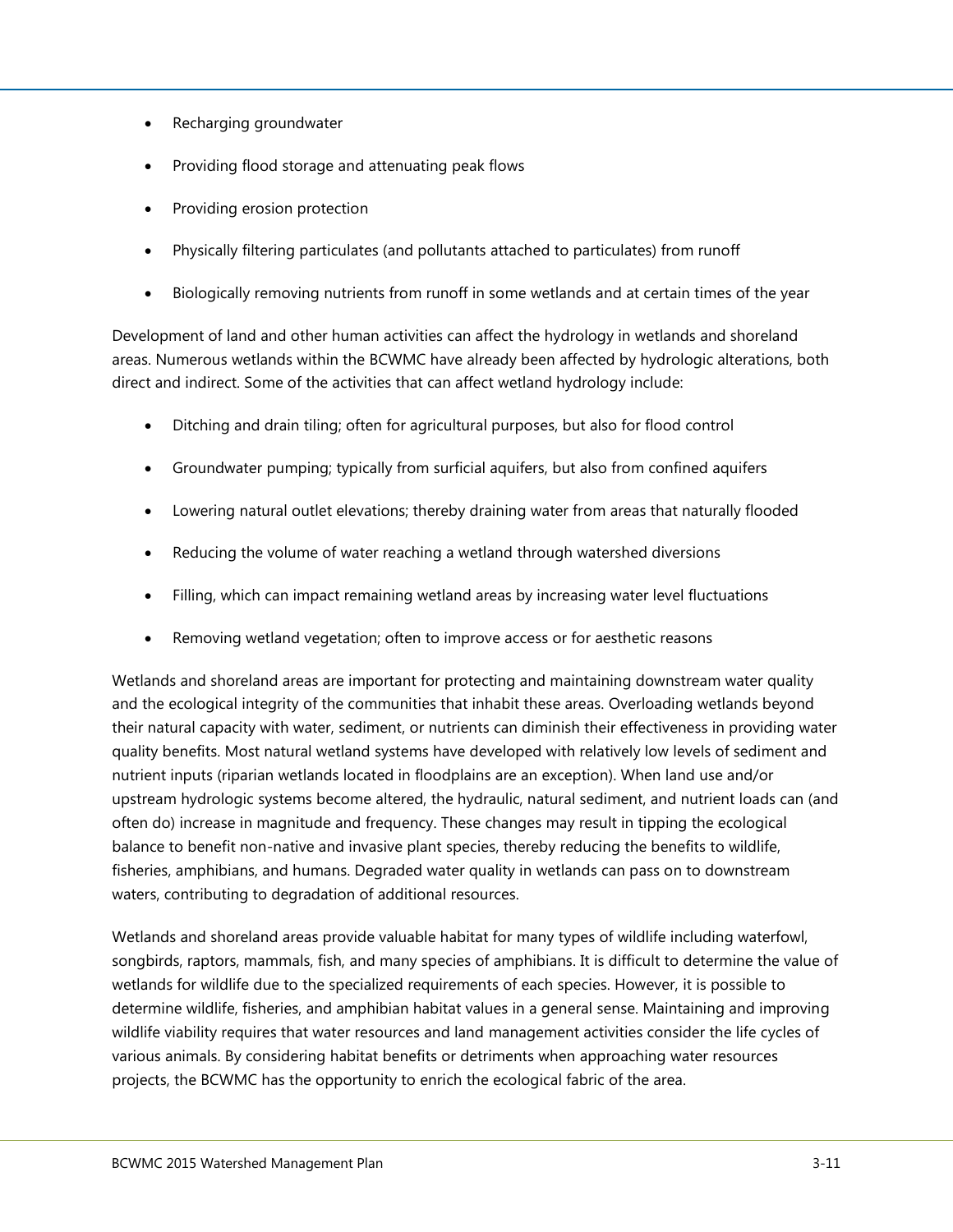- Recharging groundwater
- Providing flood storage and attenuating peak flows
- Providing erosion protection
- Physically filtering particulates (and pollutants attached to particulates) from runoff
- Biologically removing nutrients from runoff in some wetlands and at certain times of the year

Development of land and other human activities can affect the hydrology in wetlands and shoreland areas. Numerous wetlands within the BCWMC have already been affected by hydrologic alterations, both direct and indirect. Some of the activities that can affect wetland hydrology include:

- Ditching and drain tiling; often for agricultural purposes, but also for flood control
- Groundwater pumping; typically from surficial aquifers, but also from confined aquifers
- Lowering natural outlet elevations; thereby draining water from areas that naturally flooded
- Reducing the volume of water reaching a wetland through watershed diversions
- Filling, which can impact remaining wetland areas by increasing water level fluctuations
- Removing wetland vegetation; often to improve access or for aesthetic reasons

Wetlands and shoreland areas are important for protecting and maintaining downstream water quality and the ecological integrity of the communities that inhabit these areas. Overloading wetlands beyond their natural capacity with water, sediment, or nutrients can diminish their effectiveness in providing water quality benefits. Most natural wetland systems have developed with relatively low levels of sediment and nutrient inputs (riparian wetlands located in floodplains are an exception). When land use and/or upstream hydrologic systems become altered, the hydraulic, natural sediment, and nutrient loads can (and often do) increase in magnitude and frequency. These changes may result in tipping the ecological balance to benefit non-native and invasive plant species, thereby reducing the benefits to wildlife, fisheries, amphibians, and humans. Degraded water quality in wetlands can pass on to downstream waters, contributing to degradation of additional resources.

Wetlands and shoreland areas provide valuable habitat for many types of wildlife including waterfowl, songbirds, raptors, mammals, fish, and many species of amphibians. It is difficult to determine the value of wetlands for wildlife due to the specialized requirements of each species. However, it is possible to determine wildlife, fisheries, and amphibian habitat values in a general sense. Maintaining and improving wildlife viability requires that water resources and land management activities consider the life cycles of various animals. By considering habitat benefits or detriments when approaching water resources projects, the BCWMC has the opportunity to enrich the ecological fabric of the area.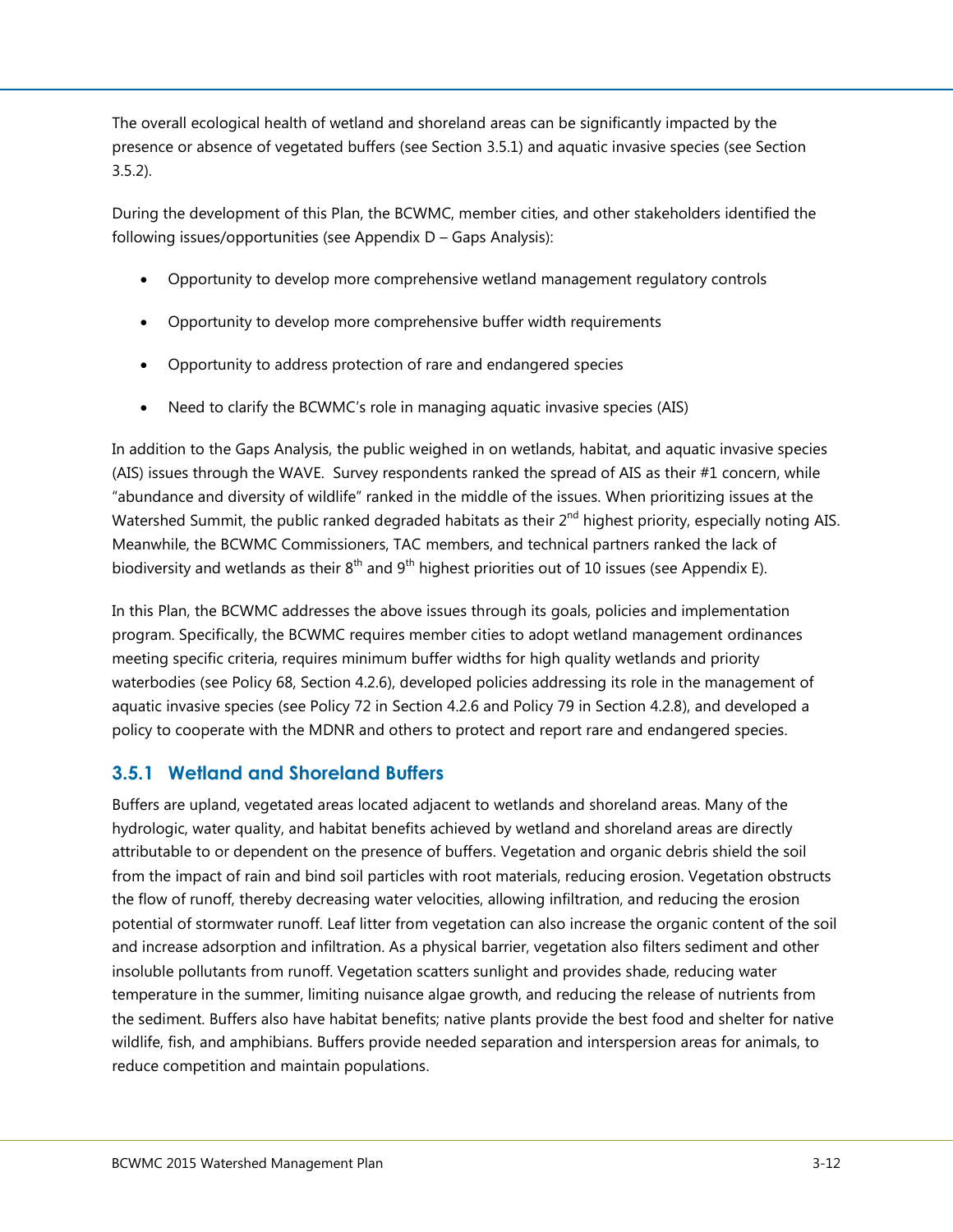The overall ecological health of wetland and shoreland areas can be significantly impacted by the presence or absence of vegetated buffers (see Section 3.5.1) and aquatic invasive species (see Section 3.5.2).

During the development of this Plan, the BCWMC, member cities, and other stakeholders identified the following issues/opportunities (see Appendix D – Gaps Analysis):

- Opportunity to develop more comprehensive wetland management regulatory controls
- Opportunity to develop more comprehensive buffer width requirements
- Opportunity to address protection of rare and endangered species
- Need to clarify the BCWMC's role in managing aquatic invasive species (AIS)

In addition to the Gaps Analysis, the public weighed in on wetlands, habitat, and aquatic invasive species (AIS) issues through the WAVE. Survey respondents ranked the spread of AIS as their #1 concern, while "abundance and diversity of wildlife" ranked in the middle of the issues. When prioritizing issues at the Watershed Summit, the public ranked degraded habitats as their 2nd highest priority, especially noting AIS. Meanwhile, the BCWMC Commissioners, TAC members, and technical partners ranked the lack of biodiversity and wetlands as their 8th and 9th highest priorities out of 10 issues (see Appendix E).

In this Plan, the BCWMC addresses the above issues through its goals, policies and implementation program. Specifically, the BCWMC requires member cities to adopt wetland management ordinances meeting specific criteria, requires minimum buffer widths for high quality wetlands and priority waterbodies (see Policy 68, Section 4.2.6), developed policies addressing its role in the management of aquatic invasive species (see Policy 72 in Section 4.2.6 and Policy 79 in Section 4.2.8), and developed a policy to cooperate with the MDNR and others to protect and report rare and endangered species.

### 3.5.1 Wetland and Shoreland Buffers

Buffers are upland, vegetated areas located adjacent to wetlands and shoreland areas. Many of the hydrologic, water quality, and habitat benefits achieved by wetland and shoreland areas are directly attributable to or dependent on the presence of buffers. Vegetation and organic debris shield the soil from the impact of rain and bind soil particles with root materials, reducing erosion. Vegetation obstructs the flow of runoff, thereby decreasing water velocities, allowing infiltration, and reducing the erosion potential of stormwater runoff. Leaf litter from vegetation can also increase the organic content of the soil and increase adsorption and infiltration. As a physical barrier, vegetation also filters sediment and other insoluble pollutants from runoff. Vegetation scatters sunlight and provides shade, reducing water temperature in the summer, limiting nuisance algae growth, and reducing the release of nutrients from the sediment. Buffers also have habitat benefits; native plants provide the best food and shelter for native wildlife, fish, and amphibians. Buffers provide needed separation and interspersion areas for animals, to reduce competition and maintain populations.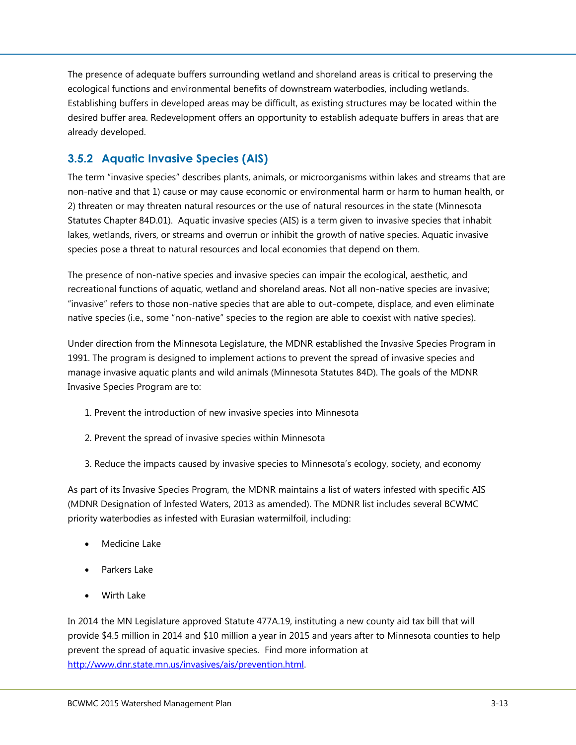The presence of adequate buffers surrounding wetland and shoreland areas is critical to preserving the ecological functions and environmental benefits of downstream waterbodies, including wetlands. Establishing buffers in developed areas may be difficult, as existing structures may be located within the desired buffer area. Redevelopment offers an opportunity to establish adequate buffers in areas that are already developed.

### 3.5.2 Aquatic Invasive Species (AIS)

The term "invasive species" describes plants, animals, or microorganisms within lakes and streams that are non-native and that 1) cause or may cause economic or environmental harm or harm to human health, or 2) threaten or may threaten natural resources or the use of natural resources in the state (Minnesota Statutes Chapter 84D.01). Aquatic invasive species (AIS) is a term given to invasive species that inhabit lakes, wetlands, rivers, or streams and overrun or inhibit the growth of native species. Aquatic invasive species pose a threat to natural resources and local economies that depend on them.

The presence of non-native species and invasive species can impair the ecological, aesthetic, and recreational functions of aquatic, wetland and shoreland areas. Not all non-native species are invasive; "invasive" refers to those non-native species that are able to out-compete, displace, and even eliminate native species (i.e., some "non-native" species to the region are able to coexist with native species).

Under direction from the Minnesota Legislature, the MDNR established the Invasive Species Program in 1991. The program is designed to implement actions to prevent the spread of invasive species and manage invasive aquatic plants and wild animals (Minnesota Statutes 84D). The goals of the MDNR Invasive Species Program are to:

1. Prevent the introduction of new invasive species into Minnesota
2. Prevent the spread of invasive species within Minnesota
3. Reduce the impacts caused by invasive species to Minnesota's ecology, society, and economy

As part of its Invasive Species Program, the MDNR maintains a list of waters infested with specific AIS (MDNR Designation of Infested Waters, 2013 as amended). The MDNR list includes several BCWMC priority waterbodies as infested with Eurasian watermilfoil, including:

- Medicine Lake
- Parkers Lake
- Wirth Lake

In 2014 the MN Legislature approved Statute 477A.19, instituting a new county aid tax bill that will provide $4.5 million in 2014 and $10 million a year in 2015 and years after to Minnesota counties to help prevent the spread of aquatic invasive species. Find more information at http://www.dnr.state.mn.us/invasives/ais/prevention.html.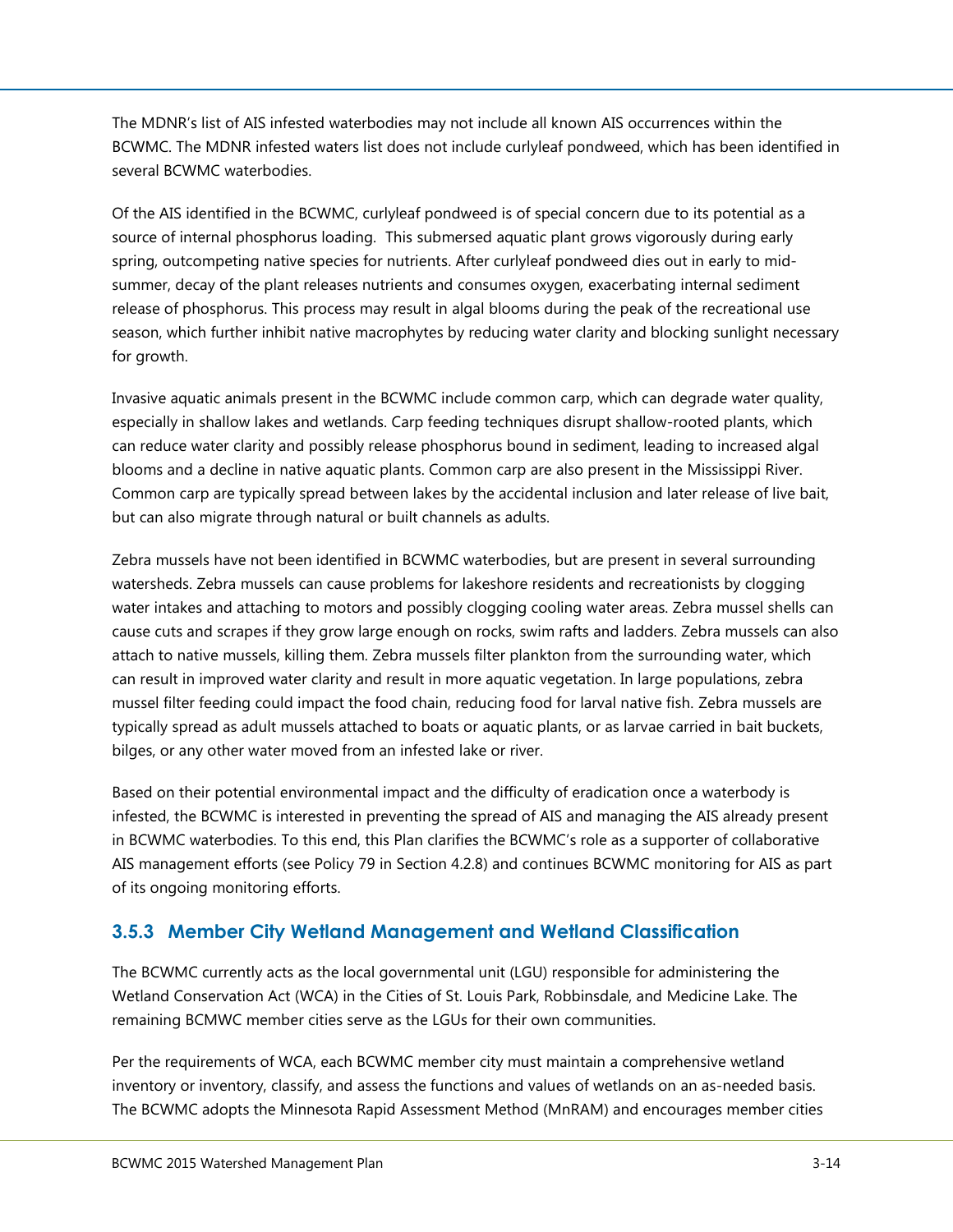The MDNR's list of AIS infested waterbodies may not include all known AIS occurrences within the BCWMC. The MDNR infested waters list does not include curlyleaf pondweed, which has been identified in several BCWMC waterbodies.

Of the AIS identified in the BCWMC, curlyleaf pondweed is of special concern due to its potential as a source of internal phosphorus loading. This submersed aquatic plant grows vigorously during early spring, outcompeting native species for nutrients. After curlyleaf pondweed dies out in early to mid-summer, decay of the plant releases nutrients and consumes oxygen, exacerbating internal sediment release of phosphorus. This process may result in algal blooms during the peak of the recreational use season, which further inhibit native macrophytes by reducing water clarity and blocking sunlight necessary for growth.

Invasive aquatic animals present in the BCWMC include common carp, which can degrade water quality, especially in shallow lakes and wetlands. Carp feeding techniques disrupt shallow-rooted plants, which can reduce water clarity and possibly release phosphorus bound in sediment, leading to increased algal blooms and a decline in native aquatic plants. Common carp are also present in the Mississippi River. Common carp are typically spread between lakes by the accidental inclusion and later release of live bait, but can also migrate through natural or built channels as adults.

Zebra mussels have not been identified in BCWMC waterbodies, but are present in several surrounding watersheds. Zebra mussels can cause problems for lakeshore residents and recreationists by clogging water intakes and attaching to motors and possibly clogging cooling water areas. Zebra mussel shells can cause cuts and scrapes if they grow large enough on rocks, swim rafts and ladders. Zebra mussels can also attach to native mussels, killing them. Zebra mussels filter plankton from the surrounding water, which can result in improved water clarity and result in more aquatic vegetation. In large populations, zebra mussel filter feeding could impact the food chain, reducing food for larval native fish. Zebra mussels are typically spread as adult mussels attached to boats or aquatic plants, or as larvae carried in bait buckets, bilges, or any other water moved from an infested lake or river.

Based on their potential environmental impact and the difficulty of eradication once a waterbody is infested, the BCWMC is interested in preventing the spread of AIS and managing the AIS already present in BCWMC waterbodies. To this end, this Plan clarifies the BCWMC's role as a supporter of collaborative AIS management efforts (see Policy 79 in Section 4.2.8) and continues BCWMC monitoring for AIS as part of its ongoing monitoring efforts.

### 3.5.3 Member City Wetland Management and Wetland Classification

The BCWMC currently acts as the local governmental unit (LGU) responsible for administering the Wetland Conservation Act (WCA) in the Cities of St. Louis Park, Robbinsdale, and Medicine Lake. The remaining BCMWC member cities serve as the LGUs for their own communities.

Per the requirements of WCA, each BCWMC member city must maintain a comprehensive wetland inventory or inventory, classify, and assess the functions and values of wetlands on an as-needed basis. The BCWMC adopts the Minnesota Rapid Assessment Method (MnRAM) and encourages member cities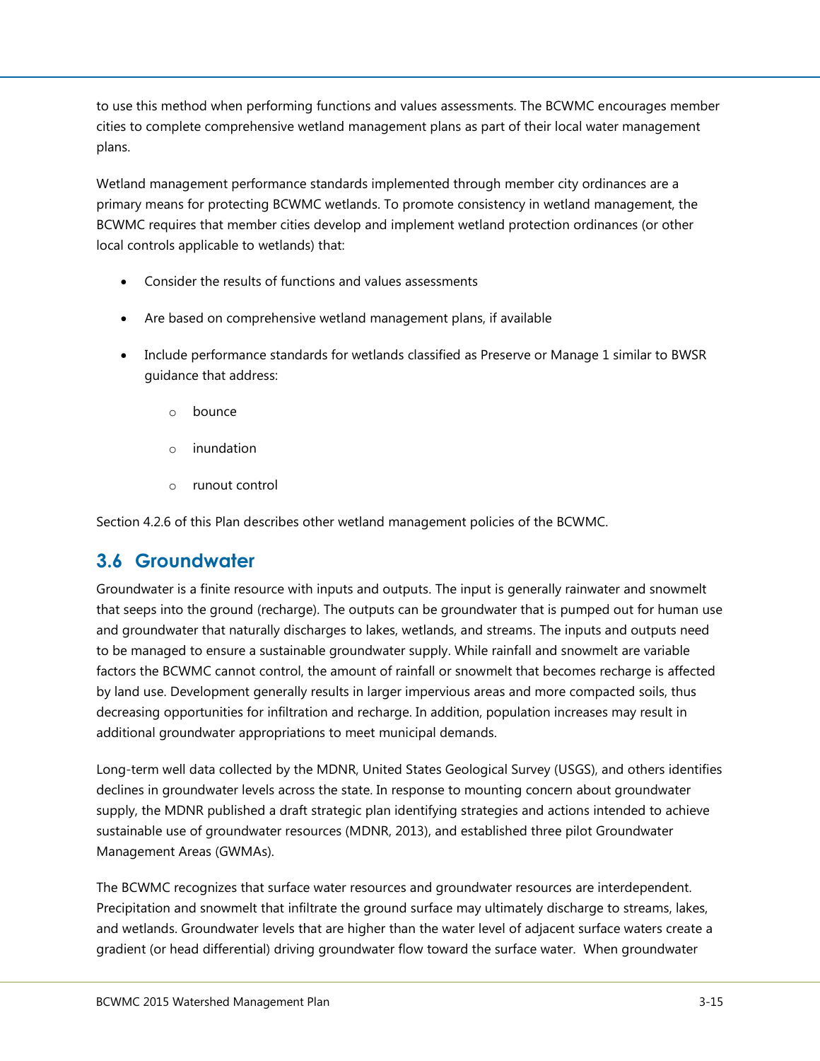to use this method when performing functions and values assessments. The BCWMC encourages member cities to complete comprehensive wetland management plans as part of their local water management plans.

Wetland management performance standards implemented through member city ordinances are a primary means for protecting BCWMC wetlands. To promote consistency in wetland management, the BCWMC requires that member cities develop and implement wetland protection ordinances (or other local controls applicable to wetlands) that:

- Consider the results of functions and values assessments
- Are based on comprehensive wetland management plans, if available
- Include performance standards for wetlands classified as Preserve or Manage 1 similar to BWSR guidance that address:
    - bounce
    - inundation
    - runout control

Section 4.2.6 of this Plan describes other wetland management policies of the BCWMC.

## 3.6 Groundwater

Groundwater is a finite resource with inputs and outputs. The input is generally rainwater and snowmelt that seeps into the ground (recharge). The outputs can be groundwater that is pumped out for human use and groundwater that naturally discharges to lakes, wetlands, and streams. The inputs and outputs need to be managed to ensure a sustainable groundwater supply. While rainfall and snowmelt are variable factors the BCWMC cannot control, the amount of rainfall or snowmelt that becomes recharge is affected by land use. Development generally results in larger impervious areas and more compacted soils, thus decreasing opportunities for infiltration and recharge. In addition, population increases may result in additional groundwater appropriations to meet municipal demands.

Long-term well data collected by the MDNR, United States Geological Survey (USGS), and others identifies declines in groundwater levels across the state. In response to mounting concern about groundwater supply, the MDNR published a draft strategic plan identifying strategies and actions intended to achieve sustainable use of groundwater resources (MDNR, 2013), and established three pilot Groundwater Management Areas (GWMAs).

The BCWMC recognizes that surface water resources and groundwater resources are interdependent. Precipitation and snowmelt that infiltrate the ground surface may ultimately discharge to streams, lakes, and wetlands. Groundwater levels that are higher than the water level of adjacent surface waters create a gradient (or head differential) driving groundwater flow toward the surface water. When groundwater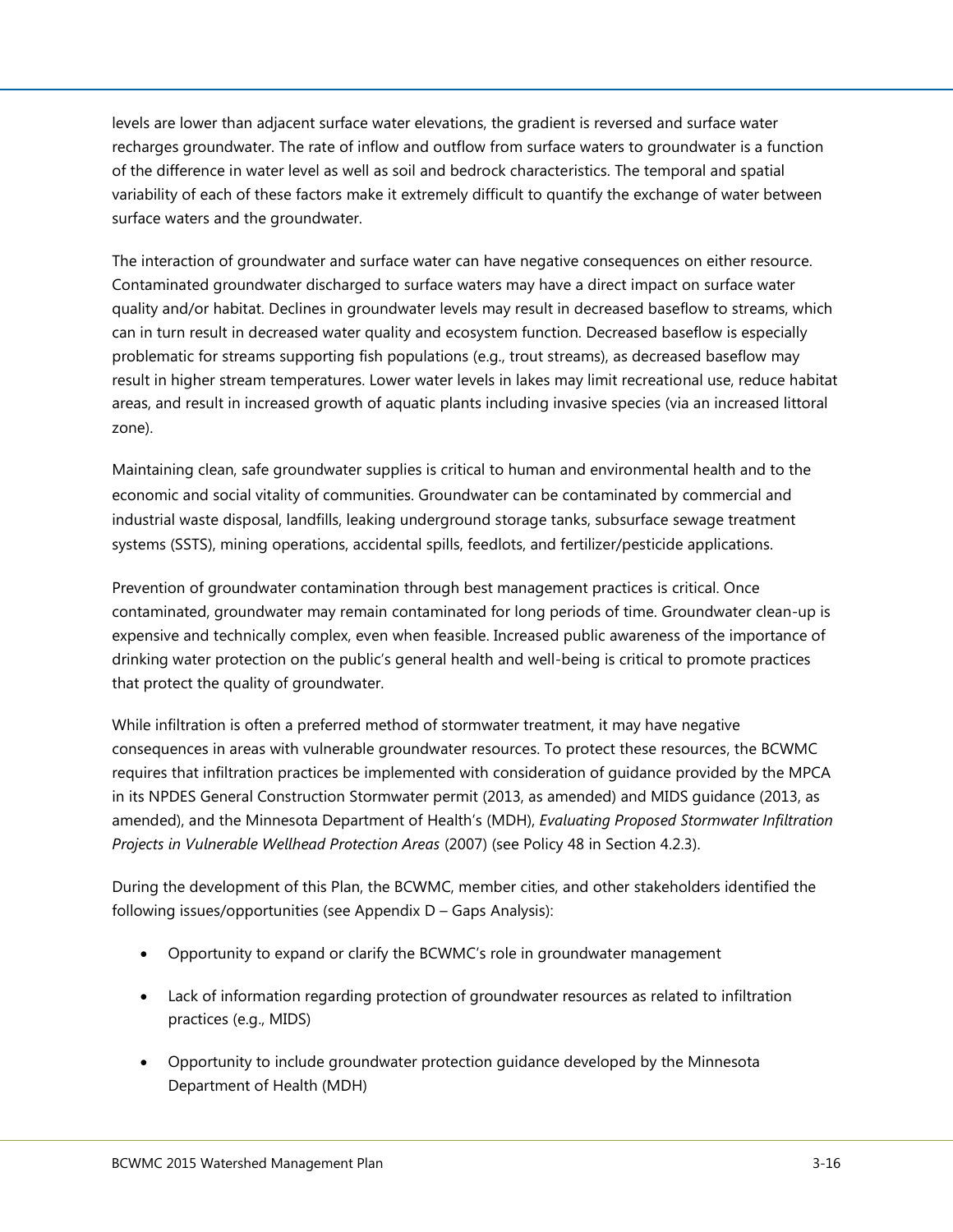levels are lower than adjacent surface water elevations, the gradient is reversed and surface water recharges groundwater. The rate of inflow and outflow from surface waters to groundwater is a function of the difference in water level as well as soil and bedrock characteristics. The temporal and spatial variability of each of these factors make it extremely difficult to quantify the exchange of water between surface waters and the groundwater.

The interaction of groundwater and surface water can have negative consequences on either resource. Contaminated groundwater discharged to surface waters may have a direct impact on surface water quality and/or habitat. Declines in groundwater levels may result in decreased baseflow to streams, which can in turn result in decreased water quality and ecosystem function. Decreased baseflow is especially problematic for streams supporting fish populations (e.g., trout streams), as decreased baseflow may result in higher stream temperatures. Lower water levels in lakes may limit recreational use, reduce habitat areas, and result in increased growth of aquatic plants including invasive species (via an increased littoral zone).

Maintaining clean, safe groundwater supplies is critical to human and environmental health and to the economic and social vitality of communities. Groundwater can be contaminated by commercial and industrial waste disposal, landfills, leaking underground storage tanks, subsurface sewage treatment systems (SSTS), mining operations, accidental spills, feedlots, and fertilizer/pesticide applications.

Prevention of groundwater contamination through best management practices is critical. Once contaminated, groundwater may remain contaminated for long periods of time. Groundwater clean-up is expensive and technically complex, even when feasible. Increased public awareness of the importance of drinking water protection on the public's general health and well-being is critical to promote practices that protect the quality of groundwater.

While infiltration is often a preferred method of stormwater treatment, it may have negative consequences in areas with vulnerable groundwater resources. To protect these resources, the BCWMC requires that infiltration practices be implemented with consideration of guidance provided by the MPCA in its NPDES General Construction Stormwater permit (2013, as amended) and MIDS guidance (2013, as amended), and the Minnesota Department of Health's (MDH), *Evaluating Proposed Stormwater Infiltration Projects in Vulnerable Wellhead Protection Areas* (2007) (see Policy 48 in Section 4.2.3).

During the development of this Plan, the BCWMC, member cities, and other stakeholders identified the following issues/opportunities (see Appendix D – Gaps Analysis):

- Opportunity to expand or clarify the BCWMC's role in groundwater management
- Lack of information regarding protection of groundwater resources as related to infiltration practices (e.g., MIDS)
- Opportunity to include groundwater protection guidance developed by the Minnesota Department of Health (MDH)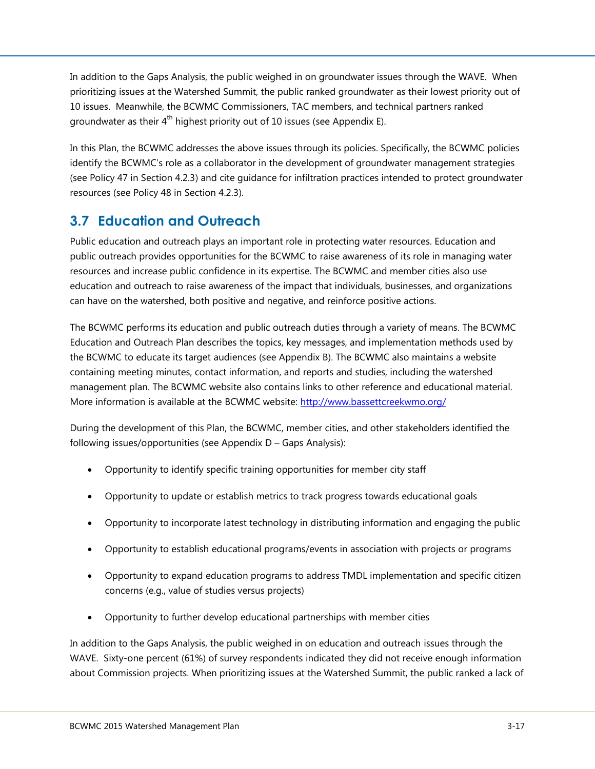In addition to the Gaps Analysis, the public weighed in on groundwater issues through the WAVE. When prioritizing issues at the Watershed Summit, the public ranked groundwater as their lowest priority out of 10 issues. Meanwhile, the BCWMC Commissioners, TAC members, and technical partners ranked groundwater as their 4th highest priority out of 10 issues (see Appendix E).

In this Plan, the BCWMC addresses the above issues through its policies. Specifically, the BCWMC policies identify the BCWMC's role as a collaborator in the development of groundwater management strategies (see Policy 47 in Section 4.2.3) and cite guidance for infiltration practices intended to protect groundwater resources (see Policy 48 in Section 4.2.3).

## 3.7 Education and Outreach

Public education and outreach plays an important role in protecting water resources. Education and public outreach provides opportunities for the BCWMC to raise awareness of its role in managing water resources and increase public confidence in its expertise. The BCWMC and member cities also use education and outreach to raise awareness of the impact that individuals, businesses, and organizations can have on the watershed, both positive and negative, and reinforce positive actions.

The BCWMC performs its education and public outreach duties through a variety of means. The BCWMC Education and Outreach Plan describes the topics, key messages, and implementation methods used by the BCWMC to educate its target audiences (see Appendix B). The BCWMC also maintains a website containing meeting minutes, contact information, and reports and studies, including the watershed management plan. The BCWMC website also contains links to other reference and educational material. More information is available at the BCWMC website: http://www.bassettcreekwmo.org/

During the development of this Plan, the BCWMC, member cities, and other stakeholders identified the following issues/opportunities (see Appendix D – Gaps Analysis):

- Opportunity to identify specific training opportunities for member city staff
- Opportunity to update or establish metrics to track progress towards educational goals
- Opportunity to incorporate latest technology in distributing information and engaging the public
- Opportunity to establish educational programs/events in association with projects or programs
- Opportunity to expand education programs to address TMDL implementation and specific citizen concerns (e.g., value of studies versus projects)
- Opportunity to further develop educational partnerships with member cities

In addition to the Gaps Analysis, the public weighed in on education and outreach issues through the WAVE. Sixty-one percent (61%) of survey respondents indicated they did not receive enough information about Commission projects. When prioritizing issues at the Watershed Summit, the public ranked a lack of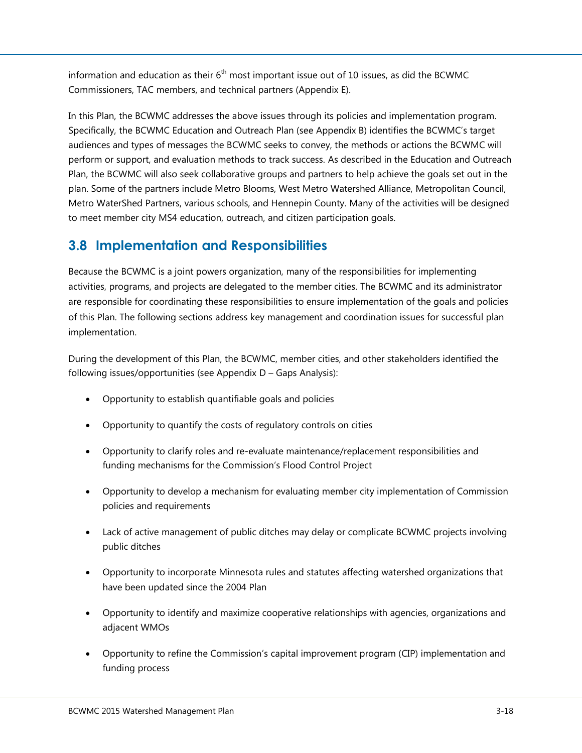information and education as their 6th most important issue out of 10 issues, as did the BCWMC Commissioners, TAC members, and technical partners (Appendix E).

In this Plan, the BCWMC addresses the above issues through its policies and implementation program. Specifically, the BCWMC Education and Outreach Plan (see Appendix B) identifies the BCWMC's target audiences and types of messages the BCWMC seeks to convey, the methods or actions the BCWMC will perform or support, and evaluation methods to track success. As described in the Education and Outreach Plan, the BCWMC will also seek collaborative groups and partners to help achieve the goals set out in the plan. Some of the partners include Metro Blooms, West Metro Watershed Alliance, Metropolitan Council, Metro WaterShed Partners, various schools, and Hennepin County. Many of the activities will be designed to meet member city MS4 education, outreach, and citizen participation goals.

## 3.8 Implementation and Responsibilities

Because the BCWMC is a joint powers organization, many of the responsibilities for implementing activities, programs, and projects are delegated to the member cities. The BCWMC and its administrator are responsible for coordinating these responsibilities to ensure implementation of the goals and policies of this Plan. The following sections address key management and coordination issues for successful plan implementation.

During the development of this Plan, the BCWMC, member cities, and other stakeholders identified the following issues/opportunities (see Appendix D – Gaps Analysis):

- Opportunity to establish quantifiable goals and policies
- Opportunity to quantify the costs of regulatory controls on cities
- Opportunity to clarify roles and re-evaluate maintenance/replacement responsibilities and funding mechanisms for the Commission's Flood Control Project
- Opportunity to develop a mechanism for evaluating member city implementation of Commission policies and requirements
- Lack of active management of public ditches may delay or complicate BCWMC projects involving public ditches
- Opportunity to incorporate Minnesota rules and statutes affecting watershed organizations that have been updated since the 2004 Plan
- Opportunity to identify and maximize cooperative relationships with agencies, organizations and adjacent WMOs
- Opportunity to refine the Commission's capital improvement program (CIP) implementation and funding process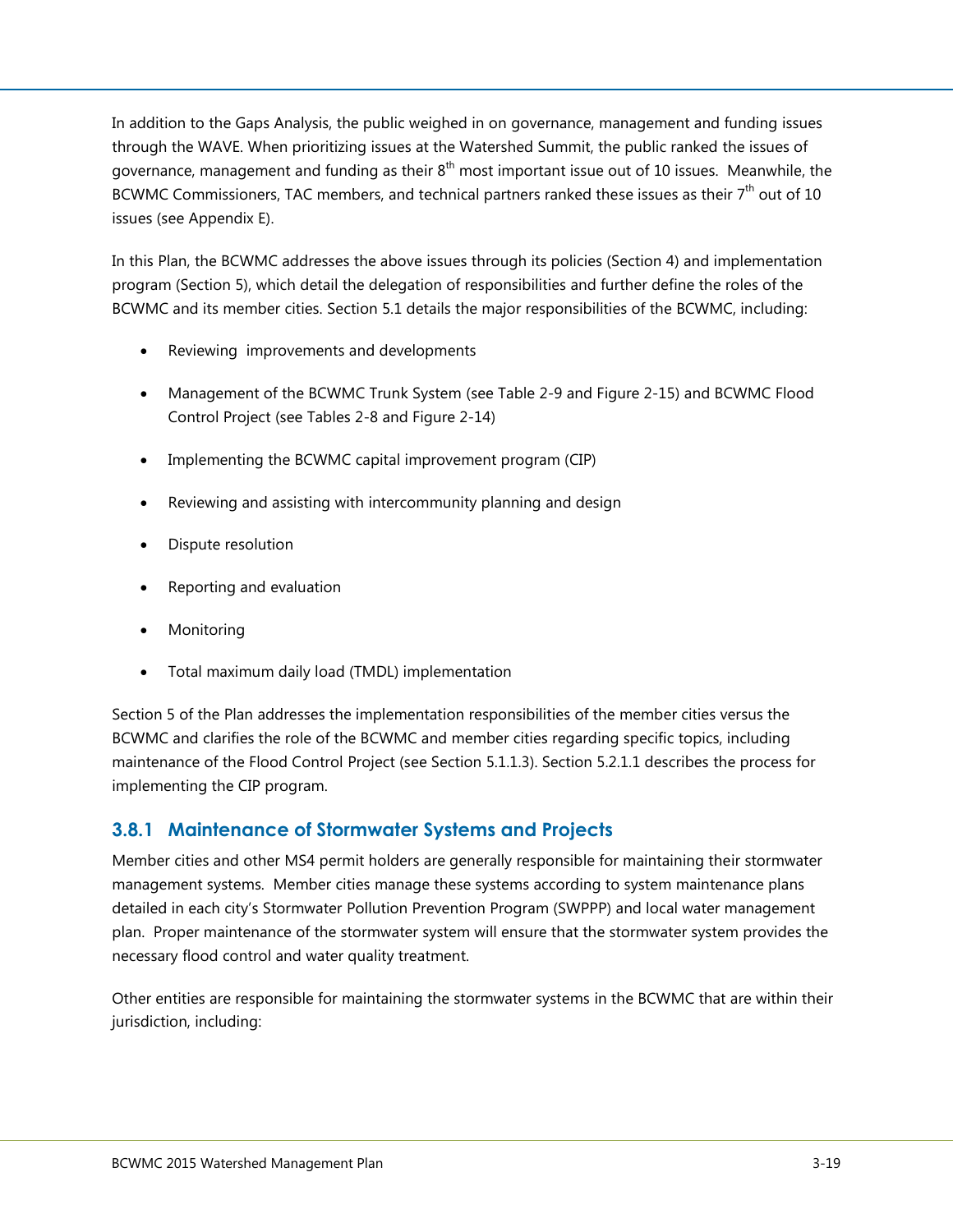In addition to the Gaps Analysis, the public weighed in on governance, management and funding issues through the WAVE. When prioritizing issues at the Watershed Summit, the public ranked the issues of governance, management and funding as their 8th most important issue out of 10 issues. Meanwhile, the BCWMC Commissioners, TAC members, and technical partners ranked these issues as their 7th out of 10 issues (see Appendix E).

In this Plan, the BCWMC addresses the above issues through its policies (Section 4) and implementation program (Section 5), which detail the delegation of responsibilities and further define the roles of the BCWMC and its member cities. Section 5.1 details the major responsibilities of the BCWMC, including:

- Reviewing improvements and developments
- Management of the BCWMC Trunk System (see Table 2-9 and Figure 2-15) and BCWMC Flood Control Project (see Tables 2-8 and Figure 2-14)
- Implementing the BCWMC capital improvement program (CIP)
- Reviewing and assisting with intercommunity planning and design
- Dispute resolution
- Reporting and evaluation
- Monitoring
- Total maximum daily load (TMDL) implementation

Section 5 of the Plan addresses the implementation responsibilities of the member cities versus the BCWMC and clarifies the role of the BCWMC and member cities regarding specific topics, including maintenance of the Flood Control Project (see Section 5.1.1.3). Section 5.2.1.1 describes the process for implementing the CIP program.

### 3.8.1 Maintenance of Stormwater Systems and Projects

Member cities and other MS4 permit holders are generally responsible for maintaining their stormwater management systems. Member cities manage these systems according to system maintenance plans detailed in each city's Stormwater Pollution Prevention Program (SWPPP) and local water management plan. Proper maintenance of the stormwater system will ensure that the stormwater system provides the necessary flood control and water quality treatment.

Other entities are responsible for maintaining the stormwater systems in the BCWMC that are within their jurisdiction, including: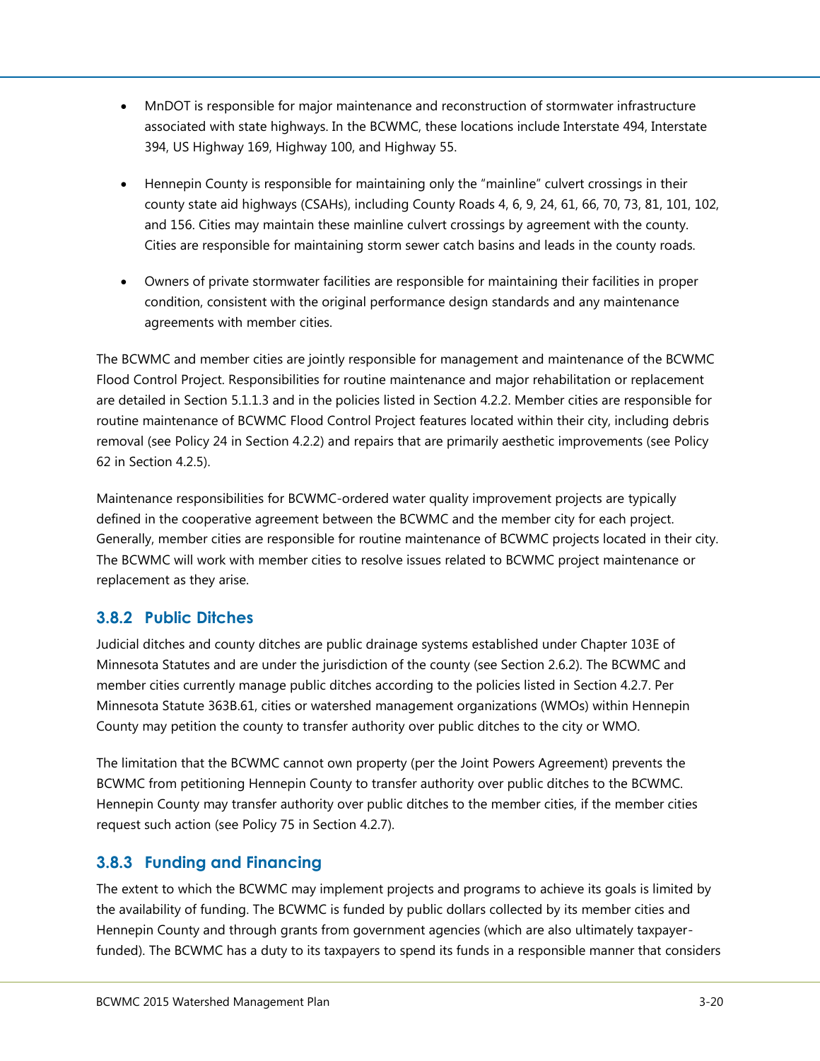- MnDOT is responsible for major maintenance and reconstruction of stormwater infrastructure associated with state highways. In the BCWMC, these locations include Interstate 494, Interstate 394, US Highway 169, Highway 100, and Highway 55.

- Hennepin County is responsible for maintaining only the "mainline" culvert crossings in their county state aid highways (CSAHs), including County Roads 4, 6, 9, 24, 61, 66, 70, 73, 81, 101, 102, and 156. Cities may maintain these mainline culvert crossings by agreement with the county. Cities are responsible for maintaining storm sewer catch basins and leads in the county roads.

- Owners of private stormwater facilities are responsible for maintaining their facilities in proper condition, consistent with the original performance design standards and any maintenance agreements with member cities.

The BCWMC and member cities are jointly responsible for management and maintenance of the BCWMC Flood Control Project. Responsibilities for routine maintenance and major rehabilitation or replacement are detailed in Section 5.1.1.3 and in the policies listed in Section 4.2.2. Member cities are responsible for routine maintenance of BCWMC Flood Control Project features located within their city, including debris removal (see Policy 24 in Section 4.2.2) and repairs that are primarily aesthetic improvements (see Policy 62 in Section 4.2.5).

Maintenance responsibilities for BCWMC-ordered water quality improvement projects are typically defined in the cooperative agreement between the BCWMC and the member city for each project. Generally, member cities are responsible for routine maintenance of BCWMC projects located in their city. The BCWMC will work with member cities to resolve issues related to BCWMC project maintenance or replacement as they arise.

### 3.8.2 Public Ditches

Judicial ditches and county ditches are public drainage systems established under Chapter 103E of Minnesota Statutes and are under the jurisdiction of the county (see Section 2.6.2). The BCWMC and member cities currently manage public ditches according to the policies listed in Section 4.2.7. Per Minnesota Statute 363B.61, cities or watershed management organizations (WMOs) within Hennepin County may petition the county to transfer authority over public ditches to the city or WMO.

The limitation that the BCWMC cannot own property (per the Joint Powers Agreement) prevents the BCWMC from petitioning Hennepin County to transfer authority over public ditches to the BCWMC. Hennepin County may transfer authority over public ditches to the member cities, if the member cities request such action (see Policy 75 in Section 4.2.7).

### 3.8.3 Funding and Financing

The extent to which the BCWMC may implement projects and programs to achieve its goals is limited by the availability of funding. The BCWMC is funded by public dollars collected by its member cities and Hennepin County and through grants from government agencies (which are also ultimately taxpayer-funded). The BCWMC has a duty to its taxpayers to spend its funds in a responsible manner that considers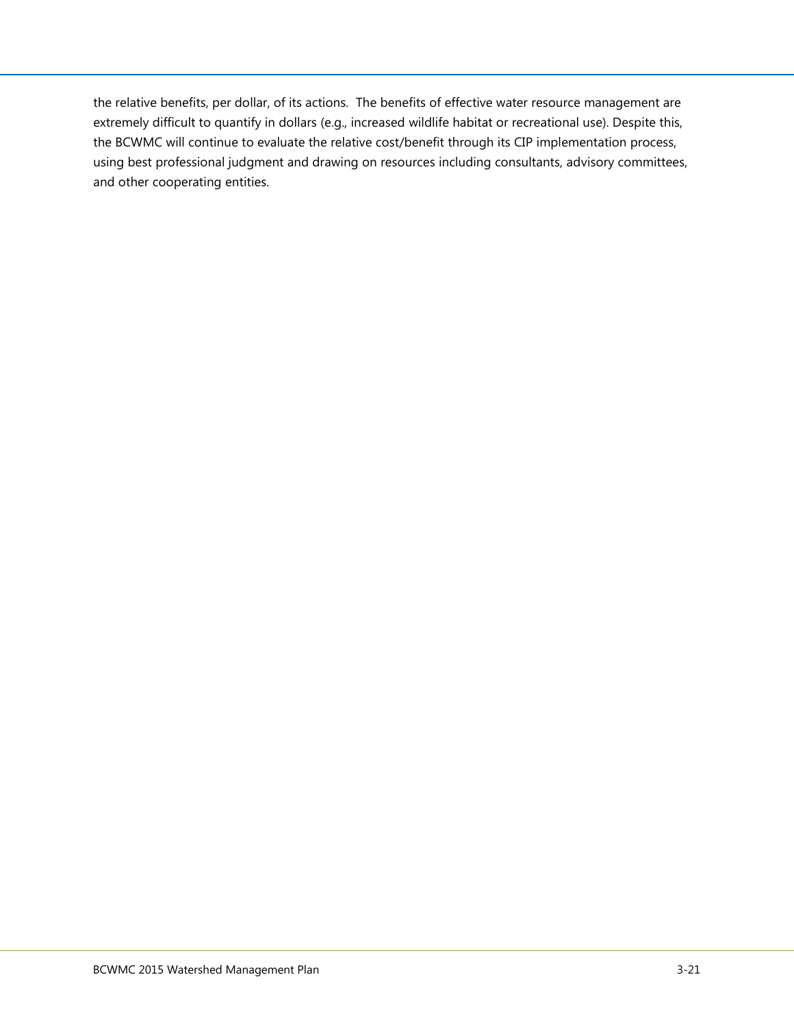the relative benefits, per dollar, of its actions. The benefits of effective water resource management are extremely difficult to quantify in dollars (e.g., increased wildlife habitat or recreational use). Despite this, the BCWMC will continue to evaluate the relative cost/benefit through its CIP implementation process, using best professional judgment and drawing on resources including consultants, advisory committees, and other cooperating entities.